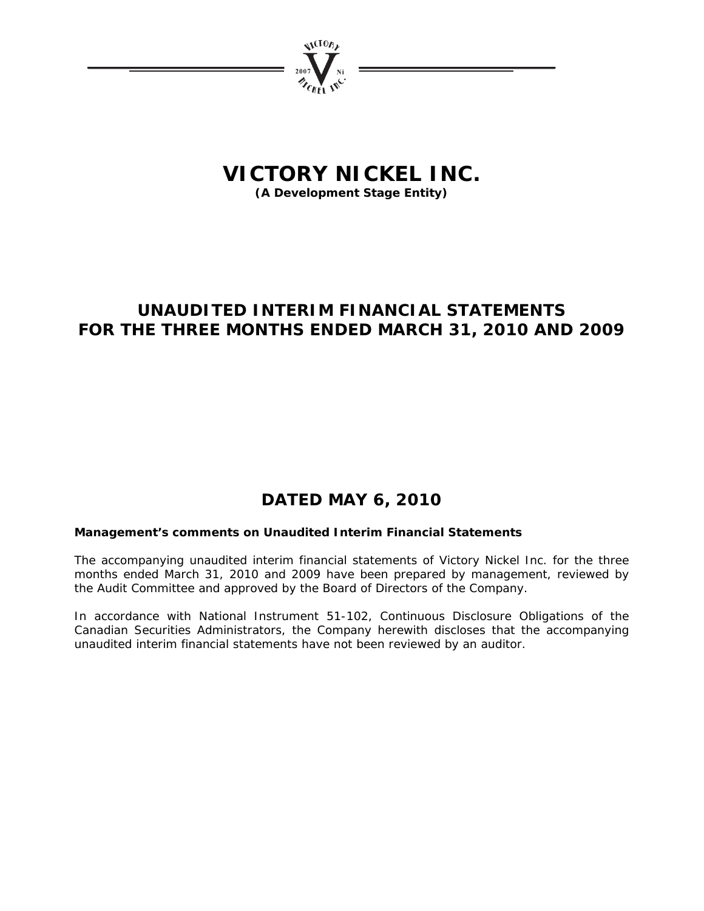# VICTORY NICKEL INC.

**(A Development Stage Entity)**

## UNAUDITED INTERIM FINANCIAL STATEMENTS FOR THE THREE MONTHS ENDED MARCH 31, 2010 AND 2009

## DATED MAY 6, 2010

**Management's comments on Unaudited Interim Financial Statements**

The accompanying unaudited interim financial statements of Victory Nickel Inc. for the three months ended March 31, 2010 and 2009 have been prepared by management, reviewed by the Audit Committee and approved by the Board of Directors of the Company.

In accordance with National Instrument 51-102, Continuous Disclosure Obligations of the Canadian Securities Administrators, the Company herewith discloses that the accompanying unaudited interim financial statements have not been reviewed by an auditor.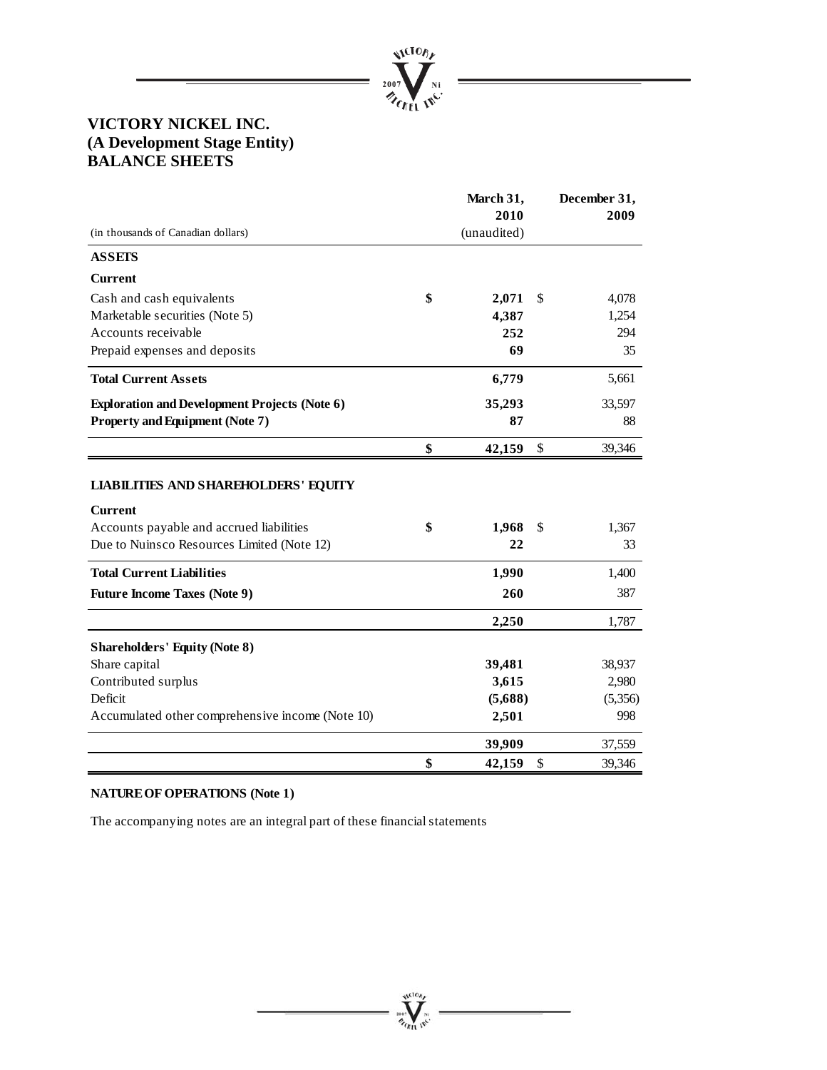# VICTORY NICKEL INC.
## (A Development Stage Entity)
## BALANCE SHEETS

| (in thousands of Canadian dollars) | March 31, 2010 (unaudited) | December 31, 2009 |
|---|---|---|
| **ASSETS** | | |
| **Current** | | |
| Cash and cash equivalents | **$ 2,071** | $ 4,078 |
| Marketable securities (Note 5) | **4,387** | 1,254 |
| Accounts receivable | **252** | 294 |
| Prepaid expenses and deposits | **69** | 35 |
| **Total Current Assets** | **6,779** | 5,661 |
| **Exploration and Development Projects (Note 6)** | **35,293** | 33,597 |
| **Property and Equipment (Note 7)** | **87** | 88 |
| | **$ 42,159** | $ 39,346 |
| **LIABILITIES AND SHAREHOLDERS' EQUITY** | | |
| **Current** | | |
| Accounts payable and accrued liabilities | **$ 1,968** | $ 1,367 |
| Due to Nuinsco Resources Limited (Note 12) | **22** | 33 |
| **Total Current Liabilities** | **1,990** | 1,400 |
| **Future Income Taxes (Note 9)** | **260** | 387 |
| | **2,250** | 1,787 |
| **Shareholders' Equity (Note 8)** | | |
| Share capital | **39,481** | 38,937 |
| Contributed surplus | **3,615** | 2,980 |
| Deficit | **(5,688)** | (5,356) |
| Accumulated other comprehensive income (Note 10) | **2,501** | 998 |
| | **39,909** | 37,559 |
| | **$ 42,159** | $ 39,346 |

**NATURE OF OPERATIONS (Note 1)**

The accompanying notes are an integral part of these financial statements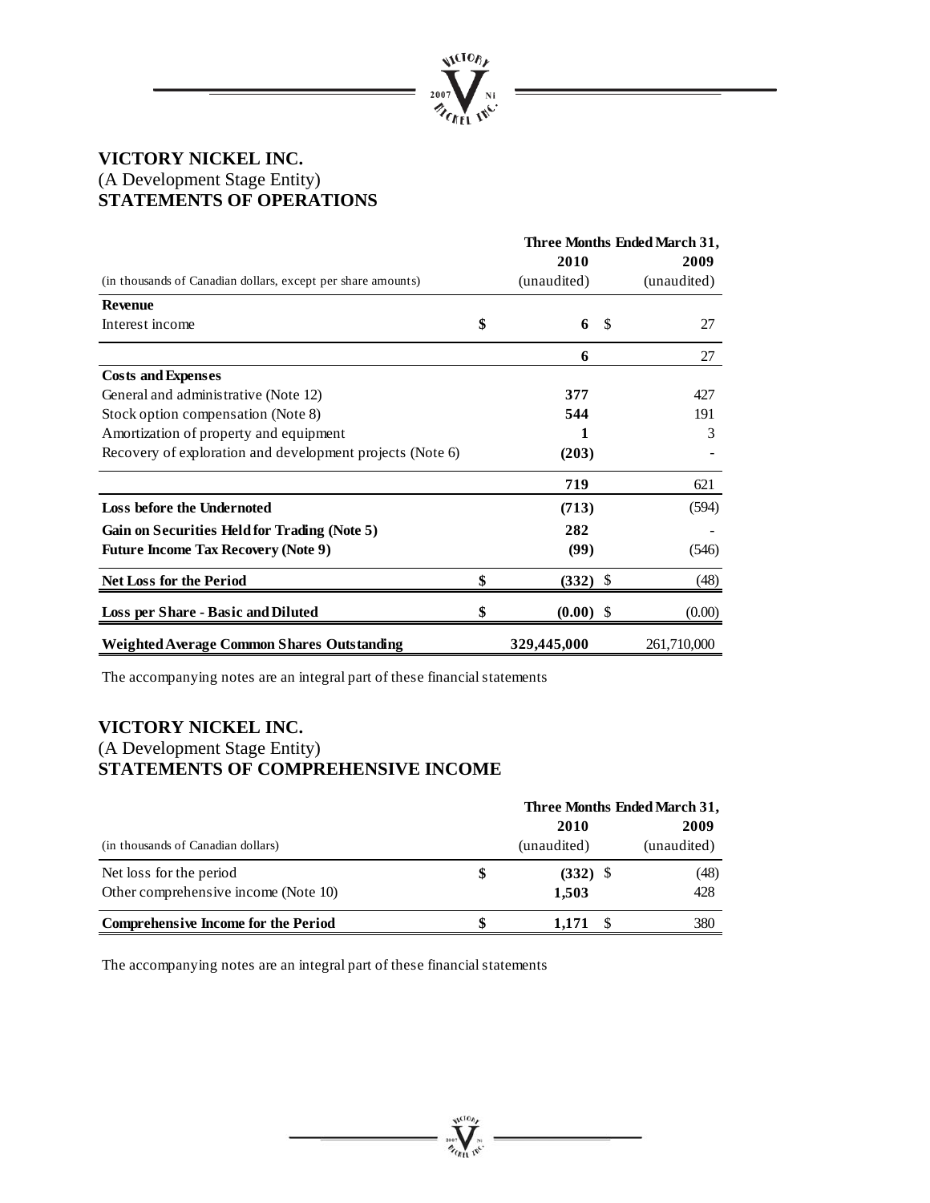# VICTORY NICKEL INC.
(A Development Stage Entity)
## STATEMENTS OF OPERATIONS

| | Three Months Ended March 31, | |
|---|---|---|
| | **2010** | **2009** |
| (in thousands of Canadian dollars, except per share amounts) | (unaudited) | (unaudited) |
| **Revenue** | | |
| Interest income | $ **6** | $ 27 |
| | **6** | 27 |
| **Costs and Expenses** | | |
| General and administrative (Note 12) | **377** | 427 |
| Stock option compensation (Note 8) | **544** | 191 |
| Amortization of property and equipment | **1** | 3 |
| Recovery of exploration and development projects (Note 6) | **(203)** | - |
| | **719** | 621 |
| **Loss before the Undernoted** | **(713)** | (594) |
| **Gain on Securities Held for Trading (Note 5)** | **282** | - |
| **Future Income Tax Recovery (Note 9)** | **(99)** | (546) |
| **Net Loss for the Period** | $ **(332)** | $ (48) |
| **Loss per Share - Basic and Diluted** | $ **(0.00)** | $ (0.00) |
| **Weighted Average Common Shares Outstanding** | **329,445,000** | 261,710,000 |

The accompanying notes are an integral part of these financial statements

# VICTORY NICKEL INC.
(A Development Stage Entity)
## STATEMENTS OF COMPREHENSIVE INCOME

| | Three Months Ended March 31, | |
|---|---|---|
| | **2010** | **2009** |
| (in thousands of Canadian dollars) | (unaudited) | (unaudited) |
| Net loss for the period | $ **(332)** | $ (48) |
| Other comprehensive income (Note 10) | **1,503** | 428 |
| **Comprehensive Income for the Period** | $ **1,171** | $ 380 |

The accompanying notes are an integral part of these financial statements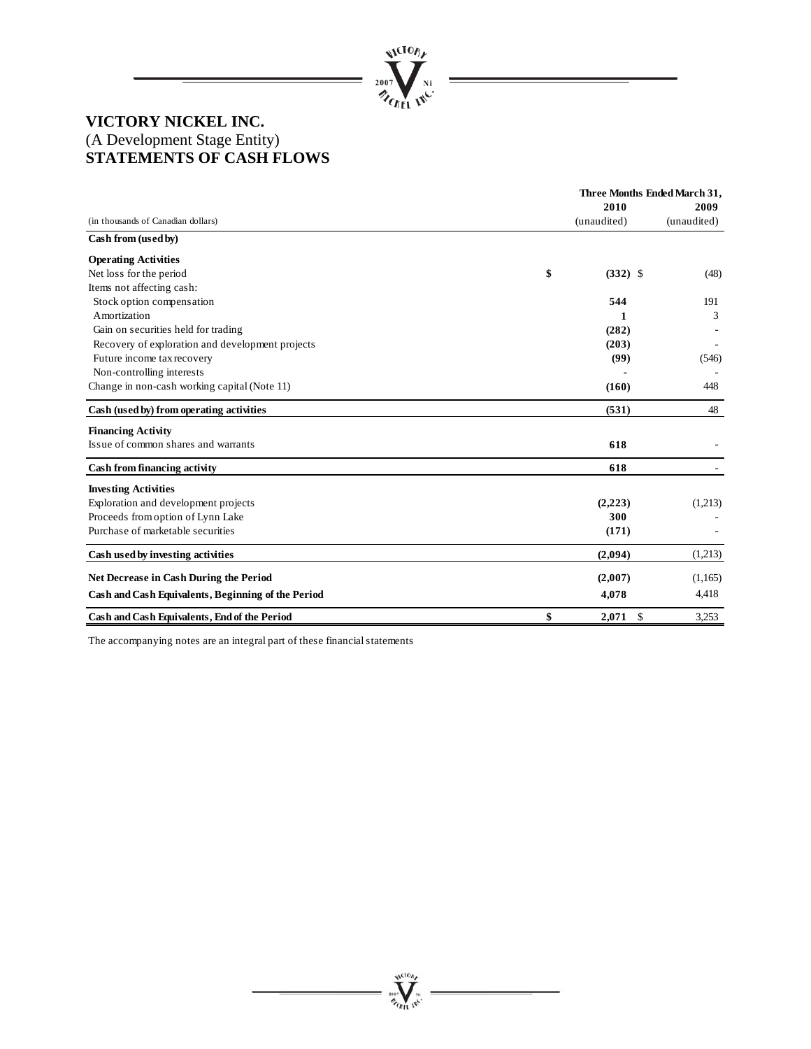# VICTORY NICKEL INC.
(A Development Stage Entity)
## STATEMENTS OF CASH FLOWS

| (in thousands of Canadian dollars) | Three Months Ended March 31, 2010 (unaudited) | 2009 (unaudited) |
|---|---|---|
| **Cash from (used by)** | | |
| **Operating Activities** | | |
| Net loss for the period | **$ (332)** | $ (48) |
| Items not affecting cash: | | |
| Stock option compensation | **544** | 191 |
| Amortization | **1** | 3 |
| Gain on securities held for trading | **(282)** | - |
| Recovery of exploration and development projects | **(203)** | - |
| Future income tax recovery | **(99)** | (546) |
| Non-controlling interests | **-** | - |
| Change in non-cash working capital (Note 11) | **(160)** | 448 |
| **Cash (used by) from operating activities** | **(531)** | 48 |
| **Financing Activity** | | |
| Issue of common shares and warrants | **618** | - |
| **Cash from financing activity** | **618** | - |
| **Investing Activities** | | |
| Exploration and development projects | **(2,223)** | (1,213) |
| Proceeds from option of Lynn Lake | **300** | - |
| Purchase of marketable securities | **(171)** | - |
| **Cash used by investing activities** | **(2,094)** | (1,213) |
| **Net Decrease in Cash During the Period** | **(2,007)** | (1,165) |
| **Cash and Cash Equivalents, Beginning of the Period** | **4,078** | 4,418 |
| **Cash and Cash Equivalents, End of the Period** | **$ 2,071** | $ 3,253 |

The accompanying notes are an integral part of these financial statements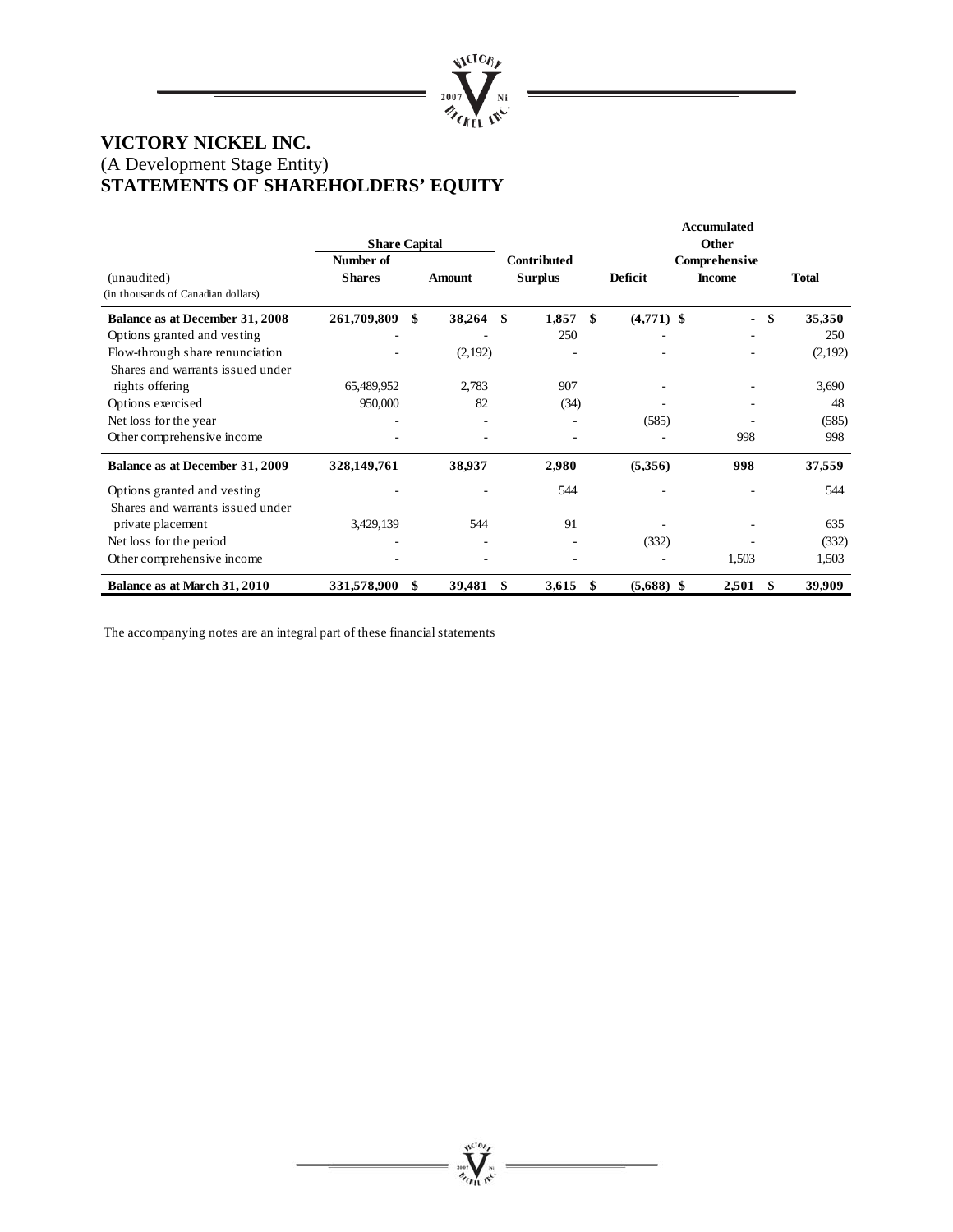# VICTORY NICKEL INC.

(A Development Stage Entity)

## STATEMENTS OF SHAREHOLDERS' EQUITY

| (unaudited)<br>(in thousands of Canadian dollars) | Share Capital<br>Number of Shares | Amount | Contributed Surplus | Deficit | Accumulated Other Comprehensive Income | Total |
|---|---|---|---|---|---|---|
| **Balance as at December 31, 2008** | **261,709,809** | **$ 38,264** | **$ 1,857** | **$ (4,771)** | **$ -** | **$ 35,350** |
| Options granted and vesting | - | - | 250 | - | - | 250 |
| Flow-through share renunciation | - | (2,192) | - | - | - | (2,192) |
| Shares and warrants issued under rights offering | 65,489,952 | 2,783 | 907 | - | - | 3,690 |
| Options exercised | 950,000 | 82 | (34) | - | - | 48 |
| Net loss for the year | - | - | - | (585) | - | (585) |
| Other comprehensive income | - | - | - | - | 998 | 998 |
| **Balance as at December 31, 2009** | **328,149,761** | **38,937** | **2,980** | **(5,356)** | **998** | **37,559** |
| Options granted and vesting | - | - | 544 | - | - | 544 |
| Shares and warrants issued under private placement | 3,429,139 | 544 | 91 | - | - | 635 |
| Net loss for the period | - | - | - | (332) | - | (332) |
| Other comprehensive income | - | - | - | - | 1,503 | 1,503 |
| **Balance as at March 31, 2010** | **331,578,900** | **$ 39,481** | **$ 3,615** | **$ (5,688)** | **$ 2,501** | **$ 39,909** |

The accompanying notes are an integral part of these financial statements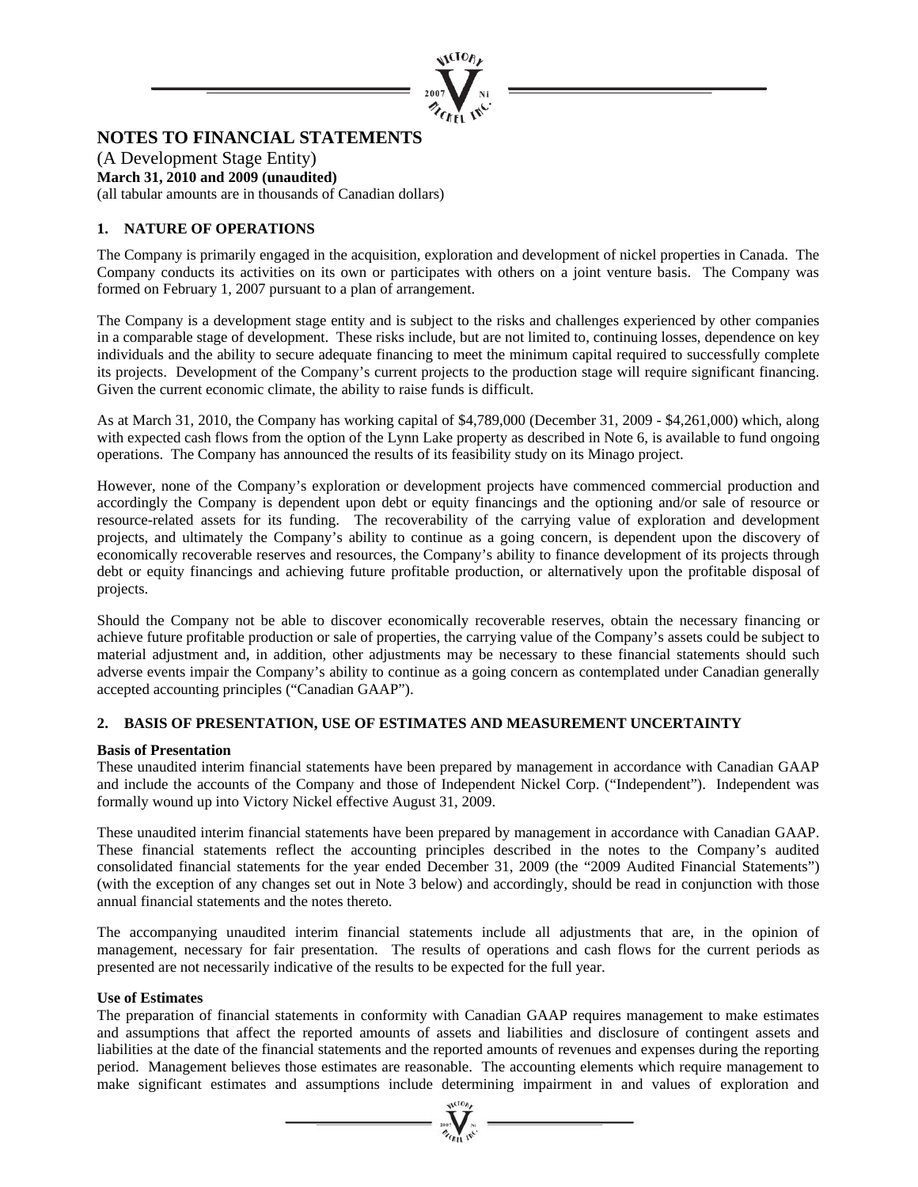# NOTES TO FINANCIAL STATEMENTS

(A Development Stage Entity)
**March 31, 2010 and 2009 (unaudited)**
(all tabular amounts are in thousands of Canadian dollars)

## 1. NATURE OF OPERATIONS

The Company is primarily engaged in the acquisition, exploration and development of nickel properties in Canada. The Company conducts its activities on its own or participates with others on a joint venture basis. The Company was formed on February 1, 2007 pursuant to a plan of arrangement.

The Company is a development stage entity and is subject to the risks and challenges experienced by other companies in a comparable stage of development. These risks include, but are not limited to, continuing losses, dependence on key individuals and the ability to secure adequate financing to meet the minimum capital required to successfully complete its projects. Development of the Company's current projects to the production stage will require significant financing. Given the current economic climate, the ability to raise funds is difficult.

As at March 31, 2010, the Company has working capital of $4,789,000 (December 31, 2009 - $4,261,000) which, along with expected cash flows from the option of the Lynn Lake property as described in Note 6, is available to fund ongoing operations. The Company has announced the results of its feasibility study on its Minago project.

However, none of the Company's exploration or development projects have commenced commercial production and accordingly the Company is dependent upon debt or equity financings and the optioning and/or sale of resource or resource-related assets for its funding. The recoverability of the carrying value of exploration and development projects, and ultimately the Company's ability to continue as a going concern, is dependent upon the discovery of economically recoverable reserves and resources, the Company's ability to finance development of its projects through debt or equity financings and achieving future profitable production, or alternatively upon the profitable disposal of projects.

Should the Company not be able to discover economically recoverable reserves, obtain the necessary financing or achieve future profitable production or sale of properties, the carrying value of the Company's assets could be subject to material adjustment and, in addition, other adjustments may be necessary to these financial statements should such adverse events impair the Company's ability to continue as a going concern as contemplated under Canadian generally accepted accounting principles ("Canadian GAAP").

## 2. BASIS OF PRESENTATION, USE OF ESTIMATES AND MEASUREMENT UNCERTAINTY

**Basis of Presentation**

These unaudited interim financial statements have been prepared by management in accordance with Canadian GAAP and include the accounts of the Company and those of Independent Nickel Corp. ("Independent"). Independent was formally wound up into Victory Nickel effective August 31, 2009.

These unaudited interim financial statements have been prepared by management in accordance with Canadian GAAP. These financial statements reflect the accounting principles described in the notes to the Company's audited consolidated financial statements for the year ended December 31, 2009 (the "2009 Audited Financial Statements") (with the exception of any changes set out in Note 3 below) and accordingly, should be read in conjunction with those annual financial statements and the notes thereto.

The accompanying unaudited interim financial statements include all adjustments that are, in the opinion of management, necessary for fair presentation. The results of operations and cash flows for the current periods as presented are not necessarily indicative of the results to be expected for the full year.

**Use of Estimates**

The preparation of financial statements in conformity with Canadian GAAP requires management to make estimates and assumptions that affect the reported amounts of assets and liabilities and disclosure of contingent assets and liabilities at the date of the financial statements and the reported amounts of revenues and expenses during the reporting period. Management believes those estimates are reasonable. The accounting elements which require management to make significant estimates and assumptions include determining impairment in and values of exploration and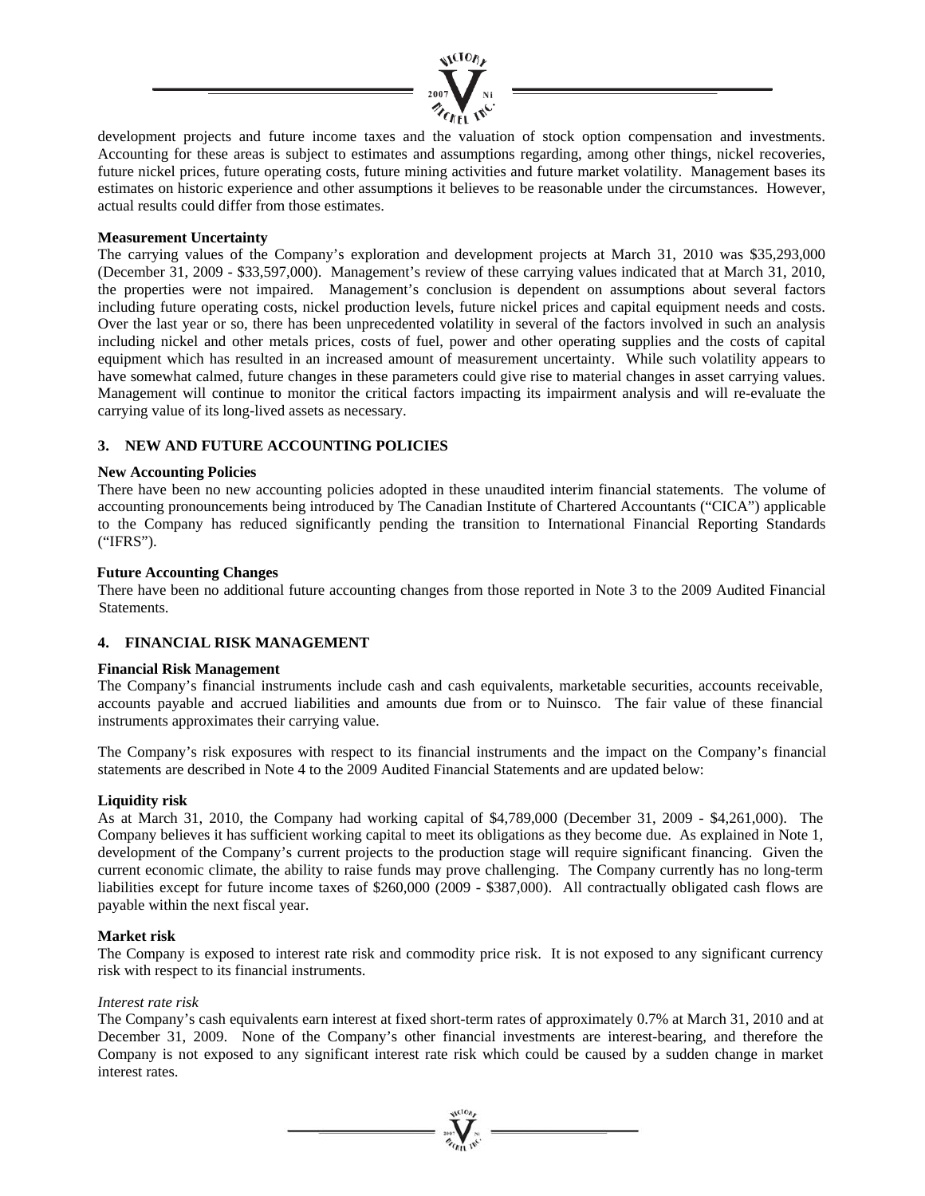development projects and future income taxes and the valuation of stock option compensation and investments. Accounting for these areas is subject to estimates and assumptions regarding, among other things, nickel recoveries, future nickel prices, future operating costs, future mining activities and future market volatility. Management bases its estimates on historic experience and other assumptions it believes to be reasonable under the circumstances. However, actual results could differ from those estimates.

**Measurement Uncertainty**

The carrying values of the Company's exploration and development projects at March 31, 2010 was $35,293,000 (December 31, 2009 - $33,597,000). Management's review of these carrying values indicated that at March 31, 2010, the properties were not impaired. Management's conclusion is dependent on assumptions about several factors including future operating costs, nickel production levels, future nickel prices and capital equipment needs and costs. Over the last year or so, there has been unprecedented volatility in several of the factors involved in such an analysis including nickel and other metals prices, costs of fuel, power and other operating supplies and the costs of capital equipment which has resulted in an increased amount of measurement uncertainty. While such volatility appears to have somewhat calmed, future changes in these parameters could give rise to material changes in asset carrying values. Management will continue to monitor the critical factors impacting its impairment analysis and will re-evaluate the carrying value of its long-lived assets as necessary.

## 3. NEW AND FUTURE ACCOUNTING POLICIES

**New Accounting Policies**

There have been no new accounting policies adopted in these unaudited interim financial statements. The volume of accounting pronouncements being introduced by The Canadian Institute of Chartered Accountants ("CICA") applicable to the Company has reduced significantly pending the transition to International Financial Reporting Standards ("IFRS").

**Future Accounting Changes**

There have been no additional future accounting changes from those reported in Note 3 to the 2009 Audited Financial Statements.

## 4. FINANCIAL RISK MANAGEMENT

**Financial Risk Management**

The Company's financial instruments include cash and cash equivalents, marketable securities, accounts receivable, accounts payable and accrued liabilities and amounts due from or to Nuinsco. The fair value of these financial instruments approximates their carrying value.

The Company's risk exposures with respect to its financial instruments and the impact on the Company's financial statements are described in Note 4 to the 2009 Audited Financial Statements and are updated below:

**Liquidity risk**

As at March 31, 2010, the Company had working capital of $4,789,000 (December 31, 2009 - $4,261,000). The Company believes it has sufficient working capital to meet its obligations as they become due. As explained in Note 1, development of the Company's current projects to the production stage will require significant financing. Given the current economic climate, the ability to raise funds may prove challenging. The Company currently has no long-term liabilities except for future income taxes of $260,000 (2009 - $387,000). All contractually obligated cash flows are payable within the next fiscal year.

**Market risk**

The Company is exposed to interest rate risk and commodity price risk. It is not exposed to any significant currency risk with respect to its financial instruments.

*Interest rate risk*

The Company's cash equivalents earn interest at fixed short-term rates of approximately 0.7% at March 31, 2010 and at December 31, 2009. None of the Company's other financial investments are interest-bearing, and therefore the Company is not exposed to any significant interest rate risk which could be caused by a sudden change in market interest rates.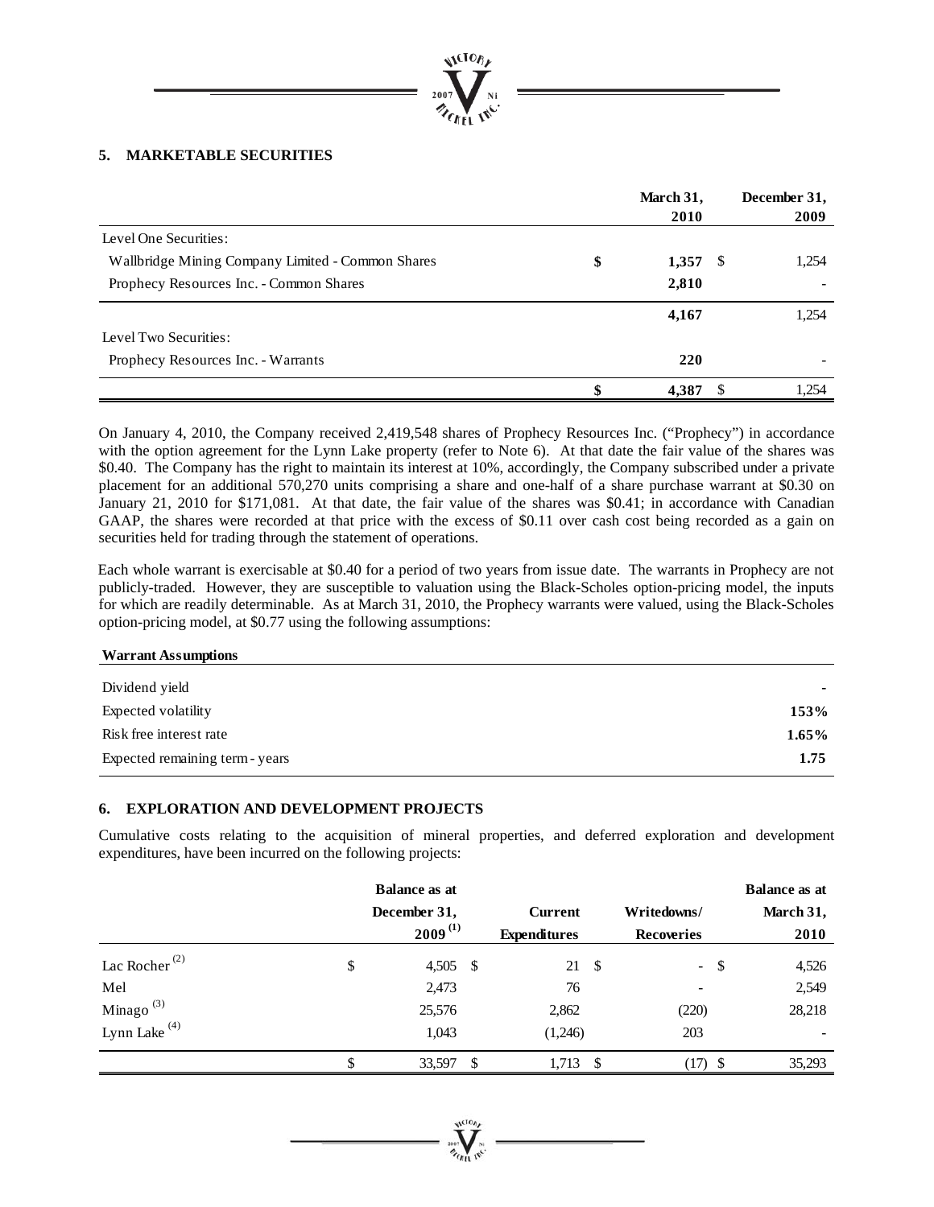## 5. MARKETABLE SECURITIES

| | March 31, 2010 | December 31, 2009 |
|---|---|---|
| Level One Securities: | | |
| Wallbridge Mining Company Limited - Common Shares | $ 1,357 | $ 1,254 |
| Prophecy Resources Inc. - Common Shares | 2,810 | - |
| | 4,167 | 1,254 |
| Level Two Securities: | | |
| Prophecy Resources Inc. - Warrants | 220 | - |
| | $ 4,387 | $ 1,254 |

On January 4, 2010, the Company received 2,419,548 shares of Prophecy Resources Inc. ("Prophecy") in accordance with the option agreement for the Lynn Lake property (refer to Note 6). At that date the fair value of the shares was $0.40. The Company has the right to maintain its interest at 10%, accordingly, the Company subscribed under a private placement for an additional 570,270 units comprising a share and one-half of a share purchase warrant at $0.30 on January 21, 2010 for $171,081. At that date, the fair value of the shares was $0.41; in accordance with Canadian GAAP, the shares were recorded at that price with the excess of $0.11 over cash cost being recorded as a gain on securities held for trading through the statement of operations.

Each whole warrant is exercisable at $0.40 for a period of two years from issue date. The warrants in Prophecy are not publicly-traded. However, they are susceptible to valuation using the Black-Scholes option-pricing model, the inputs for which are readily determinable. As at March 31, 2010, the Prophecy warrants were valued, using the Black-Scholes option-pricing model, at $0.77 using the following assumptions:

| Warrant Assumptions | |
|---|---|
| Dividend yield | - |
| Expected volatility | 153% |
| Risk free interest rate | 1.65% |
| Expected remaining term - years | 1.75 |

## 6. EXPLORATION AND DEVELOPMENT PROJECTS

Cumulative costs relating to the acquisition of mineral properties, and deferred exploration and development expenditures, have been incurred on the following projects:

| | Balance as at December 31, 2009 (1) | Current Expenditures | Writedowns/ Recoveries | Balance as at March 31, 2010 |
|---|---|---|---|---|
| Lac Rocher (2) | $ 4,505 | $ 21 | $ - | $ 4,526 |
| Mel | 2,473 | 76 | - | 2,549 |
| Minago (3) | 25,576 | 2,862 | (220) | 28,218 |
| Lynn Lake (4) | 1,043 | (1,246) | 203 | - |
| | $ 33,597 | $ 1,713 | $ (17) | $ 35,293 |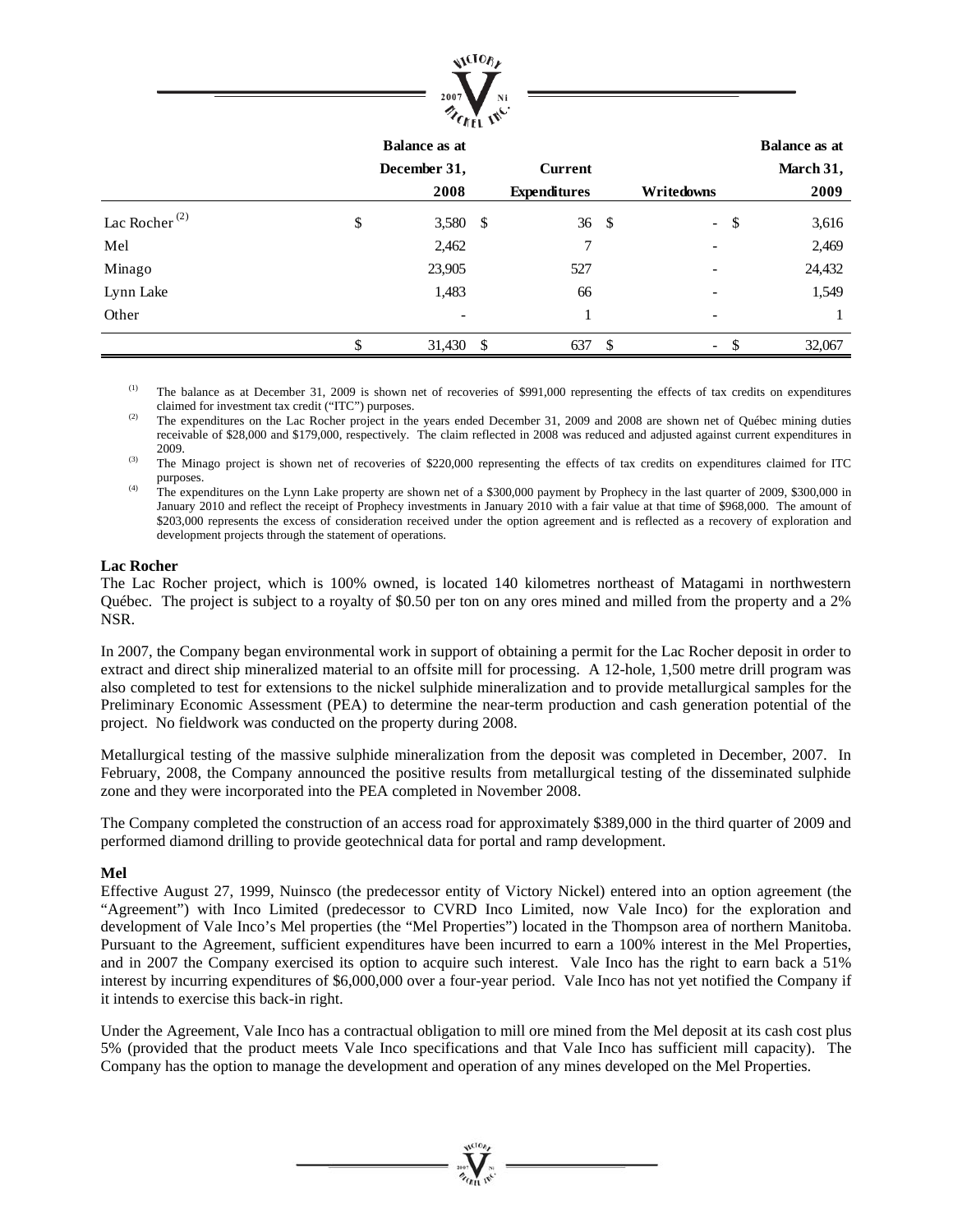| | Balance as at December 31, 2008 | Current Expenditures | Writedowns | Balance as at March 31, 2009 |
|---|---|---|---|---|
| Lac Rocher [(2)] | $ 3,580 | $ 36 | $ - | $ 3,616 |
| Mel | 2,462 | 7 | - | 2,469 |
| Minago | 23,905 | 527 | - | 24,432 |
| Lynn Lake | 1,483 | 66 | - | 1,549 |
| Other | - | 1 | - | 1 |
| | $ 31,430 | $ 637 | $ - | $ 32,067 |

(1) The balance as at December 31, 2009 is shown net of recoveries of $991,000 representing the effects of tax credits on expenditures claimed for investment tax credit ("ITC") purposes.

(2) The expenditures on the Lac Rocher project in the years ended December 31, 2009 and 2008 are shown net of Québec mining duties receivable of $28,000 and $179,000, respectively. The claim reflected in 2008 was reduced and adjusted against current expenditures in 2009.

(3) The Minago project is shown net of recoveries of $220,000 representing the effects of tax credits on expenditures claimed for ITC purposes.

(4) The expenditures on the Lynn Lake property are shown net of a $300,000 payment by Prophecy in the last quarter of 2009, $300,000 in January 2010 and reflect the receipt of Prophecy investments in January 2010 with a fair value at that time of $968,000. The amount of $203,000 represents the excess of consideration received under the option agreement and is reflected as a recovery of exploration and development projects through the statement of operations.

**Lac Rocher**

The Lac Rocher project, which is 100% owned, is located 140 kilometres northeast of Matagami in northwestern Québec. The project is subject to a royalty of $0.50 per ton on any ores mined and milled from the property and a 2% NSR.

In 2007, the Company began environmental work in support of obtaining a permit for the Lac Rocher deposit in order to extract and direct ship mineralized material to an offsite mill for processing. A 12-hole, 1,500 metre drill program was also completed to test for extensions to the nickel sulphide mineralization and to provide metallurgical samples for the Preliminary Economic Assessment (PEA) to determine the near-term production and cash generation potential of the project. No fieldwork was conducted on the property during 2008.

Metallurgical testing of the massive sulphide mineralization from the deposit was completed in December, 2007. In February, 2008, the Company announced the positive results from metallurgical testing of the disseminated sulphide zone and they were incorporated into the PEA completed in November 2008.

The Company completed the construction of an access road for approximately $389,000 in the third quarter of 2009 and performed diamond drilling to provide geotechnical data for portal and ramp development.

**Mel**

Effective August 27, 1999, Nuinsco (the predecessor entity of Victory Nickel) entered into an option agreement (the "Agreement") with Inco Limited (predecessor to CVRD Inco Limited, now Vale Inco) for the exploration and development of Vale Inco's Mel properties (the "Mel Properties") located in the Thompson area of northern Manitoba. Pursuant to the Agreement, sufficient expenditures have been incurred to earn a 100% interest in the Mel Properties, and in 2007 the Company exercised its option to acquire such interest. Vale Inco has the right to earn back a 51% interest by incurring expenditures of $6,000,000 over a four-year period. Vale Inco has not yet notified the Company if it intends to exercise this back-in right.

Under the Agreement, Vale Inco has a contractual obligation to mill ore mined from the Mel deposit at its cash cost plus 5% (provided that the product meets Vale Inco specifications and that Vale Inco has sufficient mill capacity). The Company has the option to manage the development and operation of any mines developed on the Mel Properties.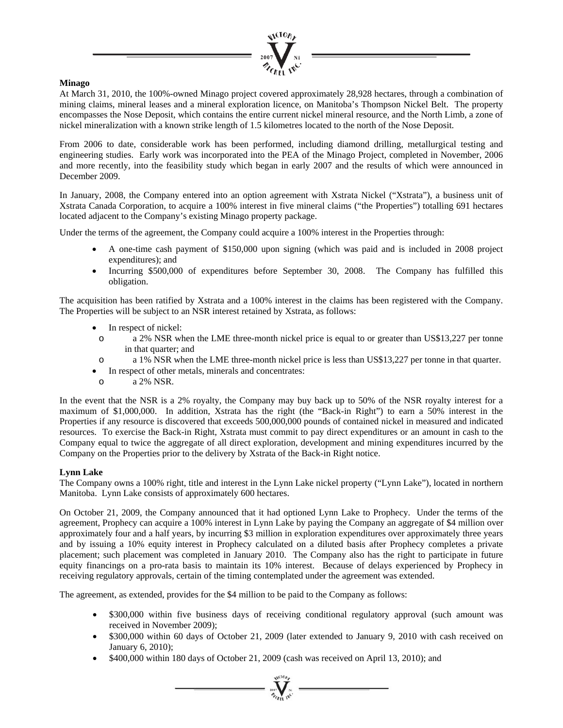**Minago**

At March 31, 2010, the 100%-owned Minago project covered approximately 28,928 hectares, through a combination of mining claims, mineral leases and a mineral exploration licence, on Manitoba's Thompson Nickel Belt. The property encompasses the Nose Deposit, which contains the entire current nickel mineral resource, and the North Limb, a zone of nickel mineralization with a known strike length of 1.5 kilometres located to the north of the Nose Deposit.

From 2006 to date, considerable work has been performed, including diamond drilling, metallurgical testing and engineering studies. Early work was incorporated into the PEA of the Minago Project, completed in November, 2006 and more recently, into the feasibility study which began in early 2007 and the results of which were announced in December 2009.

In January, 2008, the Company entered into an option agreement with Xstrata Nickel ("Xstrata"), a business unit of Xstrata Canada Corporation, to acquire a 100% interest in five mineral claims ("the Properties") totalling 691 hectares located adjacent to the Company's existing Minago property package.

Under the terms of the agreement, the Company could acquire a 100% interest in the Properties through:

- A one-time cash payment of $150,000 upon signing (which was paid and is included in 2008 project expenditures); and
- Incurring $500,000 of expenditures before September 30, 2008. The Company has fulfilled this obligation.

The acquisition has been ratified by Xstrata and a 100% interest in the claims has been registered with the Company. The Properties will be subject to an NSR interest retained by Xstrata, as follows:

- In respect of nickel:
  - a 2% NSR when the LME three-month nickel price is equal to or greater than US$13,227 per tonne in that quarter; and
  - a 1% NSR when the LME three-month nickel price is less than US$13,227 per tonne in that quarter.
- In respect of other metals, minerals and concentrates:
  - a 2% NSR.

In the event that the NSR is a 2% royalty, the Company may buy back up to 50% of the NSR royalty interest for a maximum of $1,000,000. In addition, Xstrata has the right (the "Back-in Right") to earn a 50% interest in the Properties if any resource is discovered that exceeds 500,000,000 pounds of contained nickel in measured and indicated resources. To exercise the Back-in Right, Xstrata must commit to pay direct expenditures or an amount in cash to the Company equal to twice the aggregate of all direct exploration, development and mining expenditures incurred by the Company on the Properties prior to the delivery by Xstrata of the Back-in Right notice.

**Lynn Lake**

The Company owns a 100% right, title and interest in the Lynn Lake nickel property ("Lynn Lake"), located in northern Manitoba. Lynn Lake consists of approximately 600 hectares.

On October 21, 2009, the Company announced that it had optioned Lynn Lake to Prophecy. Under the terms of the agreement, Prophecy can acquire a 100% interest in Lynn Lake by paying the Company an aggregate of $4 million over approximately four and a half years, by incurring $3 million in exploration expenditures over approximately three years and by issuing a 10% equity interest in Prophecy calculated on a diluted basis after Prophecy completes a private placement; such placement was completed in January 2010. The Company also has the right to participate in future equity financings on a pro-rata basis to maintain its 10% interest. Because of delays experienced by Prophecy in receiving regulatory approvals, certain of the timing contemplated under the agreement was extended.

The agreement, as extended, provides for the $4 million to be paid to the Company as follows:

- $300,000 within five business days of receiving conditional regulatory approval (such amount was received in November 2009);
- $300,000 within 60 days of October 21, 2009 (later extended to January 9, 2010 with cash received on January 6, 2010);
- $400,000 within 180 days of October 21, 2009 (cash was received on April 13, 2010); and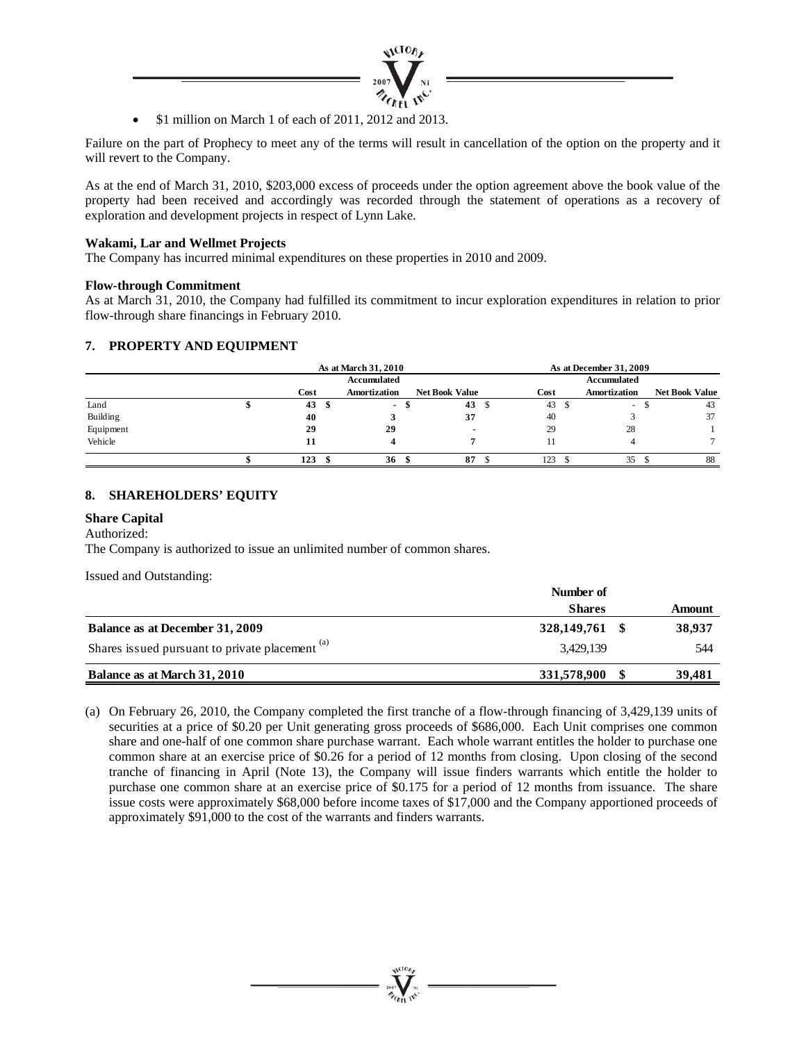- $1 million on March 1 of each of 2011, 2012 and 2013.

Failure on the part of Prophecy to meet any of the terms will result in cancellation of the option on the property and it will revert to the Company.

As at the end of March 31, 2010, $203,000 excess of proceeds under the option agreement above the book value of the property had been received and accordingly was recorded through the statement of operations as a recovery of exploration and development projects in respect of Lynn Lake.

**Wakami, Lar and Wellmet Projects**

The Company has incurred minimal expenditures on these properties in 2010 and 2009.

**Flow-through Commitment**

As at March 31, 2010, the Company had fulfilled its commitment to incur exploration expenditures in relation to prior flow-through share financings in February 2010.

## 7. PROPERTY AND EQUIPMENT

| | As at March 31, 2010 | | | As at December 31, 2009 | | |
|---|---|---|---|---|---|---|
| | Cost | Accumulated Amortization | Net Book Value | Cost | Accumulated Amortization | Net Book Value |
| Land | $ 43 | $ - | $ 43 | $ 43 | $ - | $ 43 |
| Building | 40 | 3 | 37 | 40 | 3 | 37 |
| Equipment | 29 | 29 | - | 29 | 28 | 1 |
| Vehicle | 11 | 4 | 7 | 11 | 4 | 7 |
| | $ 123 | $ 36 | $ 87 | $ 123 | $ 35 | $ 88 |

## 8. SHAREHOLDERS' EQUITY

**Share Capital**

Authorized:

The Company is authorized to issue an unlimited number of common shares.

Issued and Outstanding:

| | Number of Shares | Amount |
|---|---|---|
| **Balance as at December 31, 2009** | **328,149,761** | **$ 38,937** |
| Shares issued pursuant to private placement (a) | 3,429,139 | 544 |
| **Balance as at March 31, 2010** | **331,578,900** | **$ 39,481** |

(a) On February 26, 2010, the Company completed the first tranche of a flow-through financing of 3,429,139 units of securities at a price of $0.20 per Unit generating gross proceeds of $686,000. Each Unit comprises one common share and one-half of one common share purchase warrant. Each whole warrant entitles the holder to purchase one common share at an exercise price of $0.26 for a period of 12 months from closing. Upon closing of the second tranche of financing in April (Note 13), the Company will issue finders warrants which entitle the holder to purchase one common share at an exercise price of $0.175 for a period of 12 months from issuance. The share issue costs were approximately $68,000 before income taxes of $17,000 and the Company apportioned proceeds of approximately $91,000 to the cost of the warrants and finders warrants.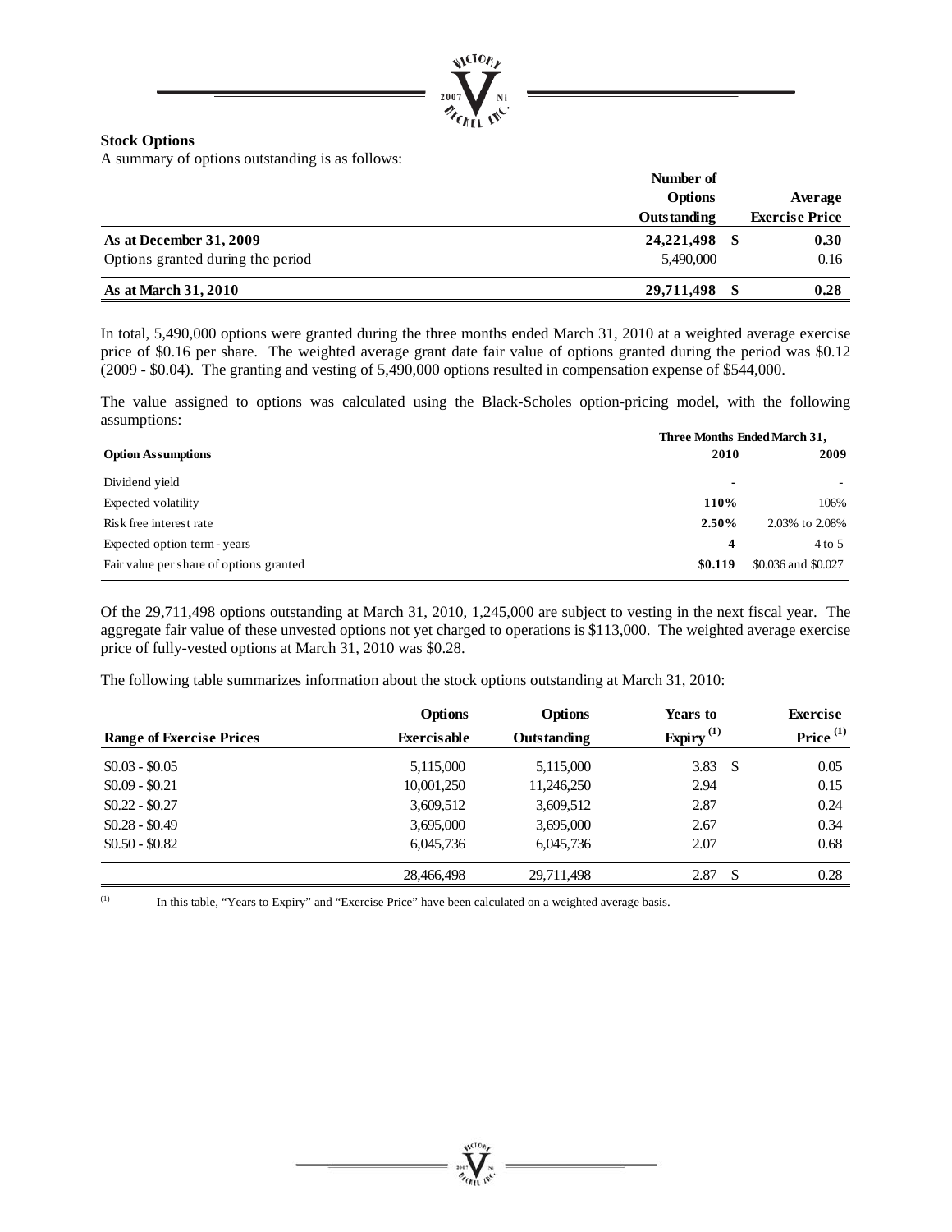**Stock Options**

A summary of options outstanding is as follows:

| | Number of Options Outstanding | Average Exercise Price |
|---|---|---|
| **As at December 31, 2009** | **24,221,498** | **$ 0.30** |
| Options granted during the period | 5,490,000 | 0.16 |
| **As at March 31, 2010** | **29,711,498** | **$ 0.28** |

In total, 5,490,000 options were granted during the three months ended March 31, 2010 at a weighted average exercise price of $0.16 per share. The weighted average grant date fair value of options granted during the period was $0.12 (2009 - $0.04). The granting and vesting of 5,490,000 options resulted in compensation expense of $544,000.

The value assigned to options was calculated using the Black-Scholes option-pricing model, with the following assumptions:

| | Three Months Ended March 31, | |
|---|---|---|
| **Option Assumptions** | **2010** | **2009** |
| Dividend yield | - | - |
| Expected volatility | **110%** | 106% |
| Risk free interest rate | **2.50%** | 2.03% to 2.08% |
| Expected option term - years | **4** | 4 to 5 |
| Fair value per share of options granted | **$0.119** | $0.036 and $0.027 |

Of the 29,711,498 options outstanding at March 31, 2010, 1,245,000 are subject to vesting in the next fiscal year. The aggregate fair value of these unvested options not yet charged to operations is $113,000. The weighted average exercise price of fully-vested options at March 31, 2010 was $0.28.

The following table summarizes information about the stock options outstanding at March 31, 2010:

| Range of Exercise Prices | Options Exercisable | Options Outstanding | Years to Expiry (1) | Exercise Price (1) |
|---|---|---|---|---|
| $0.03 - $0.05 | 5,115,000 | 5,115,000 | 3.83 | $ 0.05 |
| $0.09 - $0.21 | 10,001,250 | 11,246,250 | 2.94 | 0.15 |
| $0.22 - $0.27 | 3,609,512 | 3,609,512 | 2.87 | 0.24 |
| $0.28 - $0.49 | 3,695,000 | 3,695,000 | 2.67 | 0.34 |
| $0.50 - $0.82 | 6,045,736 | 6,045,736 | 2.07 | 0.68 |
| | 28,466,498 | 29,711,498 | 2.87 | $ 0.28 |

(1) In this table, "Years to Expiry" and "Exercise Price" have been calculated on a weighted average basis.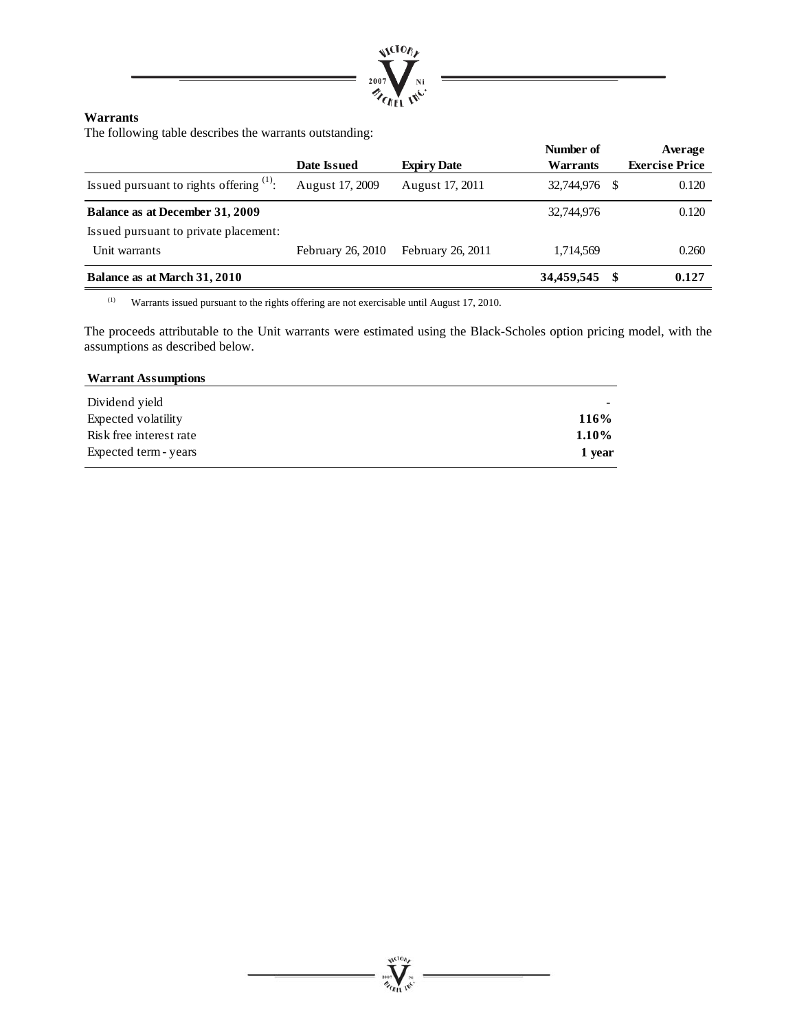**Warrants**

The following table describes the warrants outstanding:

| | Date Issued | Expiry Date | Number of Warrants | Average Exercise Price |
|---|---|---|---|---|
| Issued pursuant to rights offering [(1)]: | August 17, 2009 | August 17, 2011 | 32,744,976 | $ 0.120 |
| **Balance as at December 31, 2009** | | | 32,744,976 | 0.120 |
| Issued pursuant to private placement: | | | | |
| Unit warrants | February 26, 2010 | February 26, 2011 | 1,714,569 | 0.260 |
| **Balance as at March 31, 2010** | | | **34,459,545** | **$ 0.127** |

(1) Warrants issued pursuant to the rights offering are not exercisable until August 17, 2010.

The proceeds attributable to the Unit warrants were estimated using the Black-Scholes option pricing model, with the assumptions as described below.

| Warrant Assumptions | |
|---|---|
| Dividend yield | - |
| Expected volatility | **116%** |
| Risk free interest rate | **1.10%** |
| Expected term - years | **1 year** |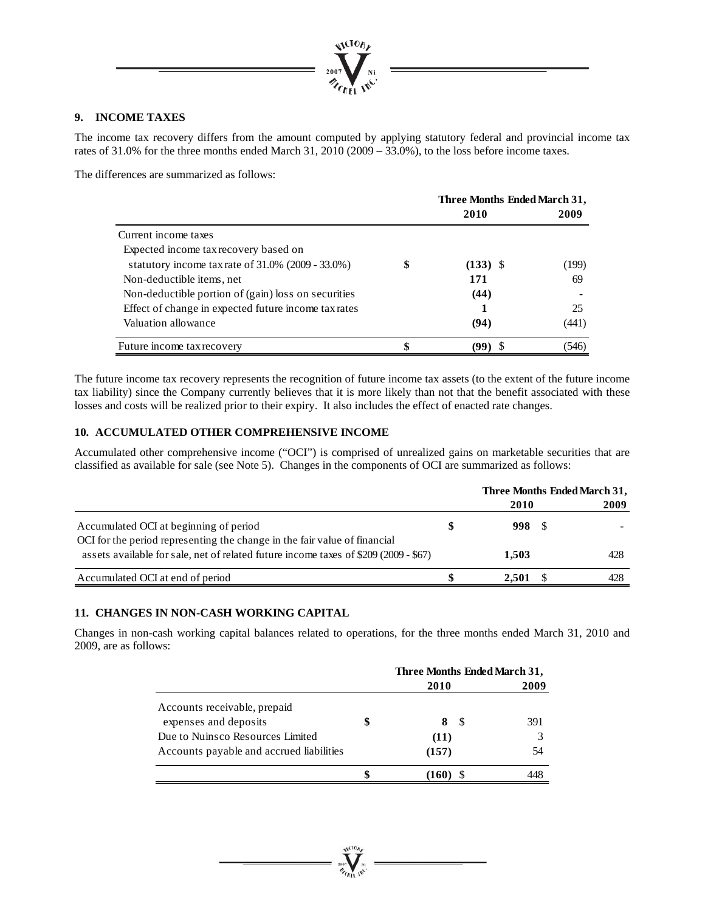## 9. INCOME TAXES

The income tax recovery differs from the amount computed by applying statutory federal and provincial income tax rates of 31.0% for the three months ended March 31, 2010 (2009 – 33.0%), to the loss before income taxes.

The differences are summarized as follows:

| | Three Months Ended March 31, | |
|---|---|---|
| | **2010** | **2009** |
| Current income taxes | | |
| Expected income tax recovery based on statutory income tax rate of 31.0% (2009 - 33.0%) | **$ (133)** | $ (199) |
| Non-deductible items, net | **171** | 69 |
| Non-deductible portion of (gain) loss on securities | **(44)** | - |
| Effect of change in expected future income tax rates | **1** | 25 |
| Valuation allowance | **(94)** | (441) |
| Future income tax recovery | **$ (99)** | $ (546) |

The future income tax recovery represents the recognition of future income tax assets (to the extent of the future income tax liability) since the Company currently believes that it is more likely than not that the benefit associated with these losses and costs will be realized prior to their expiry. It also includes the effect of enacted rate changes.

## 10. ACCUMULATED OTHER COMPREHENSIVE INCOME

Accumulated other comprehensive income ("OCI") is comprised of unrealized gains on marketable securities that are classified as available for sale (see Note 5). Changes in the components of OCI are summarized as follows:

| | Three Months Ended March 31, | |
|---|---|---|
| | **2010** | **2009** |
| Accumulated OCI at beginning of period | **$ 998** | $ - |
| OCI for the period representing the change in the fair value of financial assets available for sale, net of related future income taxes of $209 (2009 - $67) | **1,503** | 428 |
| Accumulated OCI at end of period | **$ 2,501** | $ 428 |

## 11. CHANGES IN NON-CASH WORKING CAPITAL

Changes in non-cash working capital balances related to operations, for the three months ended March 31, 2010 and 2009, are as follows:

| | Three Months Ended March 31, | |
|---|---|---|
| | **2010** | **2009** |
| Accounts receivable, prepaid expenses and deposits | **$ 8** | $ 391 |
| Due to Nuinsco Resources Limited | **(11)** | 3 |
| Accounts payable and accrued liabilities | **(157)** | 54 |
| | **$ (160)** | $ 448 |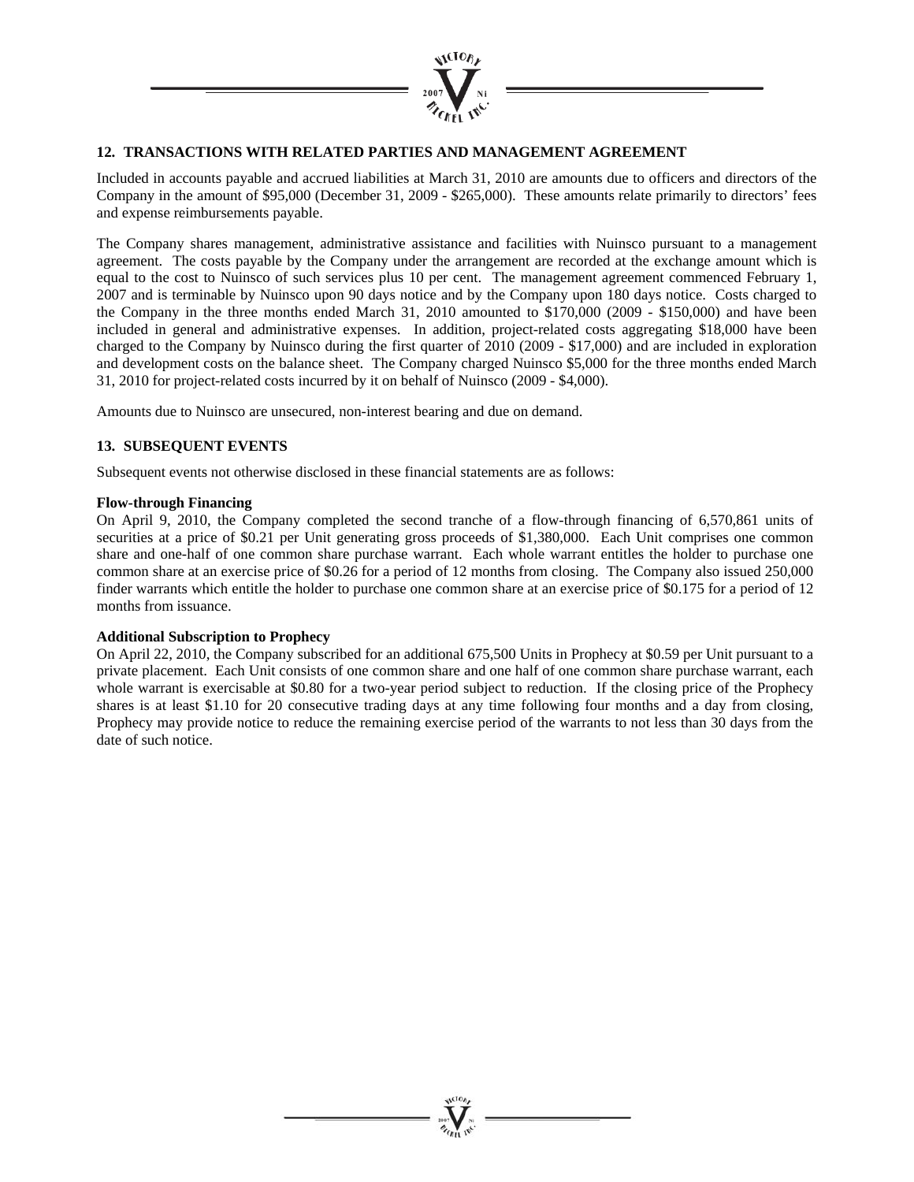## 12. TRANSACTIONS WITH RELATED PARTIES AND MANAGEMENT AGREEMENT

Included in accounts payable and accrued liabilities at March 31, 2010 are amounts due to officers and directors of the Company in the amount of $95,000 (December 31, 2009 - $265,000). These amounts relate primarily to directors' fees and expense reimbursements payable.

The Company shares management, administrative assistance and facilities with Nuinsco pursuant to a management agreement. The costs payable by the Company under the arrangement are recorded at the exchange amount which is equal to the cost to Nuinsco of such services plus 10 per cent. The management agreement commenced February 1, 2007 and is terminable by Nuinsco upon 90 days notice and by the Company upon 180 days notice. Costs charged to the Company in the three months ended March 31, 2010 amounted to $170,000 (2009 - $150,000) and have been included in general and administrative expenses. In addition, project-related costs aggregating $18,000 have been charged to the Company by Nuinsco during the first quarter of 2010 (2009 - $17,000) and are included in exploration and development costs on the balance sheet. The Company charged Nuinsco $5,000 for the three months ended March 31, 2010 for project-related costs incurred by it on behalf of Nuinsco (2009 - $4,000).

Amounts due to Nuinsco are unsecured, non-interest bearing and due on demand.

## 13. SUBSEQUENT EVENTS

Subsequent events not otherwise disclosed in these financial statements are as follows:

**Flow-through Financing**

On April 9, 2010, the Company completed the second tranche of a flow-through financing of 6,570,861 units of securities at a price of $0.21 per Unit generating gross proceeds of $1,380,000. Each Unit comprises one common share and one-half of one common share purchase warrant. Each whole warrant entitles the holder to purchase one common share at an exercise price of $0.26 for a period of 12 months from closing. The Company also issued 250,000 finder warrants which entitle the holder to purchase one common share at an exercise price of $0.175 for a period of 12 months from issuance.

**Additional Subscription to Prophecy**

On April 22, 2010, the Company subscribed for an additional 675,500 Units in Prophecy at $0.59 per Unit pursuant to a private placement. Each Unit consists of one common share and one half of one common share purchase warrant, each whole warrant is exercisable at $0.80 for a two-year period subject to reduction. If the closing price of the Prophecy shares is at least $1.10 for 20 consecutive trading days at any time following four months and a day from closing, Prophecy may provide notice to reduce the remaining exercise period of the warrants to not less than 30 days from the date of such notice.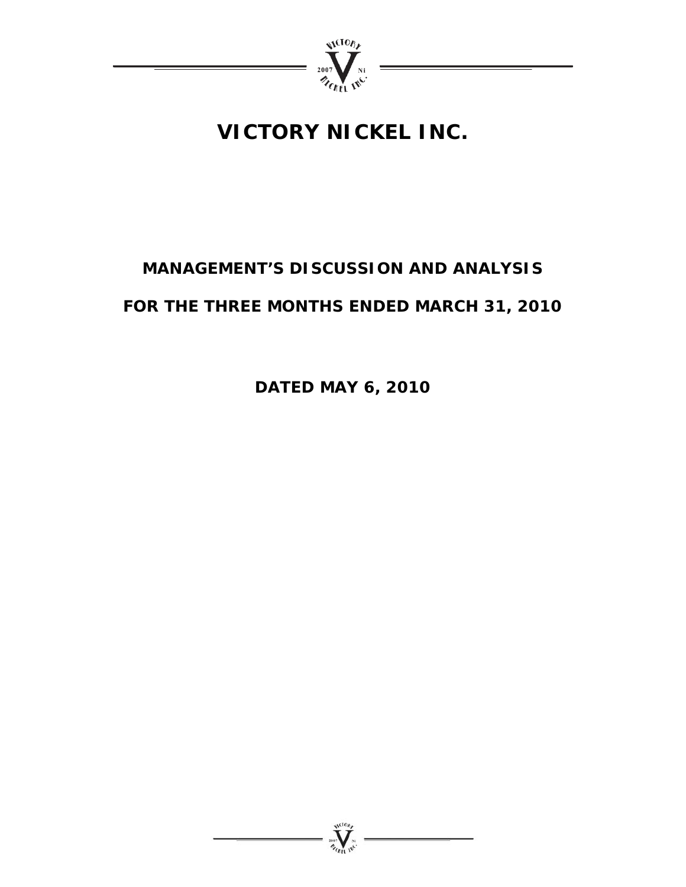# VICTORY NICKEL INC.

## MANAGEMENT'S DISCUSSION AND ANALYSIS

## FOR THE THREE MONTHS ENDED MARCH 31, 2010

**DATED MAY 6, 2010**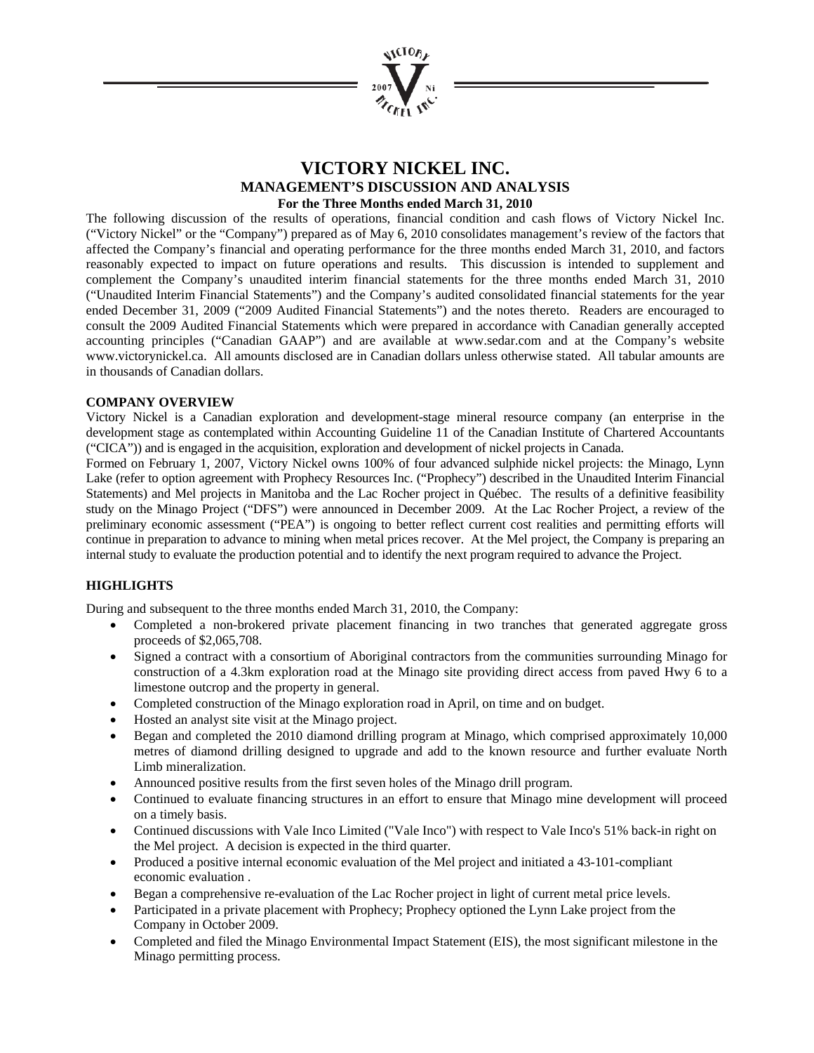# VICTORY NICKEL INC.

## MANAGEMENT'S DISCUSSION AND ANALYSIS

### For the Three Months ended March 31, 2010

The following discussion of the results of operations, financial condition and cash flows of Victory Nickel Inc. ("Victory Nickel" or the "Company") prepared as of May 6, 2010 consolidates management's review of the factors that affected the Company's financial and operating performance for the three months ended March 31, 2010, and factors reasonably expected to impact on future operations and results. This discussion is intended to supplement and complement the Company's unaudited interim financial statements for the three months ended March 31, 2010 ("Unaudited Interim Financial Statements") and the Company's audited consolidated financial statements for the year ended December 31, 2009 ("2009 Audited Financial Statements") and the notes thereto. Readers are encouraged to consult the 2009 Audited Financial Statements which were prepared in accordance with Canadian generally accepted accounting principles ("Canadian GAAP") and are available at www.sedar.com and at the Company's website www.victorynickel.ca. All amounts disclosed are in Canadian dollars unless otherwise stated. All tabular amounts are in thousands of Canadian dollars.

**COMPANY OVERVIEW**

Victory Nickel is a Canadian exploration and development-stage mineral resource company (an enterprise in the development stage as contemplated within Accounting Guideline 11 of the Canadian Institute of Chartered Accountants ("CICA")) and is engaged in the acquisition, exploration and development of nickel projects in Canada.

Formed on February 1, 2007, Victory Nickel owns 100% of four advanced sulphide nickel projects: the Minago, Lynn Lake (refer to option agreement with Prophecy Resources Inc. ("Prophecy") described in the Unaudited Interim Financial Statements) and Mel projects in Manitoba and the Lac Rocher project in Québec. The results of a definitive feasibility study on the Minago Project ("DFS") were announced in December 2009. At the Lac Rocher Project, a review of the preliminary economic assessment ("PEA") is ongoing to better reflect current cost realities and permitting efforts will continue in preparation to advance to mining when metal prices recover. At the Mel project, the Company is preparing an internal study to evaluate the production potential and to identify the next program required to advance the Project.

**HIGHLIGHTS**

During and subsequent to the three months ended March 31, 2010, the Company:

- Completed a non-brokered private placement financing in two tranches that generated aggregate gross proceeds of $2,065,708.
- Signed a contract with a consortium of Aboriginal contractors from the communities surrounding Minago for construction of a 4.3km exploration road at the Minago site providing direct access from paved Hwy 6 to a limestone outcrop and the property in general.
- Completed construction of the Minago exploration road in April, on time and on budget.
- Hosted an analyst site visit at the Minago project.
- Began and completed the 2010 diamond drilling program at Minago, which comprised approximately 10,000 metres of diamond drilling designed to upgrade and add to the known resource and further evaluate North Limb mineralization.
- Announced positive results from the first seven holes of the Minago drill program.
- Continued to evaluate financing structures in an effort to ensure that Minago mine development will proceed on a timely basis.
- Continued discussions with Vale Inco Limited ("Vale Inco") with respect to Vale Inco's 51% back-in right on the Mel project. A decision is expected in the third quarter.
- Produced a positive internal economic evaluation of the Mel project and initiated a 43-101-compliant economic evaluation .
- Began a comprehensive re-evaluation of the Lac Rocher project in light of current metal price levels.
- Participated in a private placement with Prophecy; Prophecy optioned the Lynn Lake project from the Company in October 2009.
- Completed and filed the Minago Environmental Impact Statement (EIS), the most significant milestone in the Minago permitting process.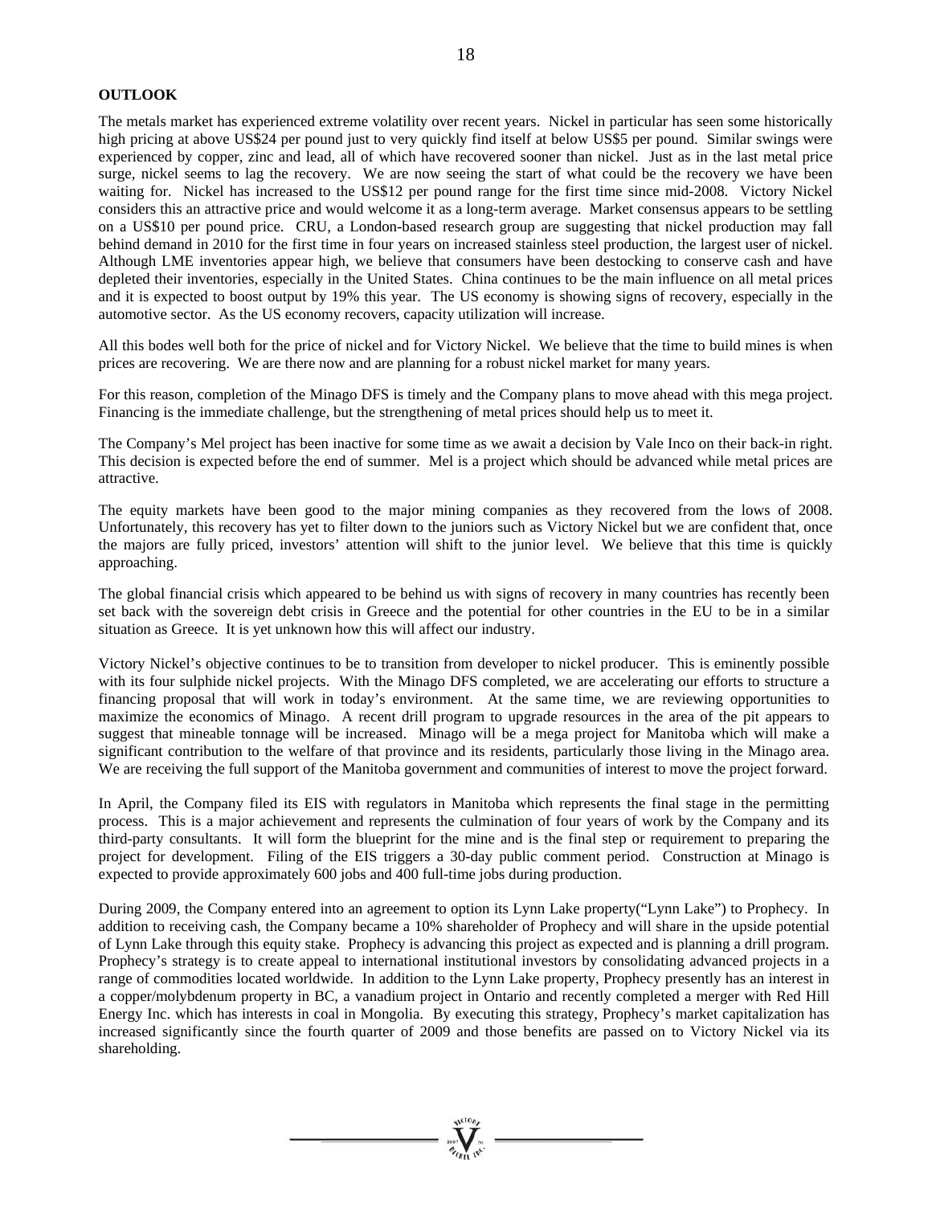**OUTLOOK**

The metals market has experienced extreme volatility over recent years. Nickel in particular has seen some historically high pricing at above US$24 per pound just to very quickly find itself at below US$5 per pound. Similar swings were experienced by copper, zinc and lead, all of which have recovered sooner than nickel. Just as in the last metal price surge, nickel seems to lag the recovery. We are now seeing the start of what could be the recovery we have been waiting for. Nickel has increased to the US$12 per pound range for the first time since mid-2008. Victory Nickel considers this an attractive price and would welcome it as a long-term average. Market consensus appears to be settling on a US$10 per pound price. CRU, a London-based research group are suggesting that nickel production may fall behind demand in 2010 for the first time in four years on increased stainless steel production, the largest user of nickel. Although LME inventories appear high, we believe that consumers have been destocking to conserve cash and have depleted their inventories, especially in the United States. China continues to be the main influence on all metal prices and it is expected to boost output by 19% this year. The US economy is showing signs of recovery, especially in the automotive sector. As the US economy recovers, capacity utilization will increase.

All this bodes well both for the price of nickel and for Victory Nickel. We believe that the time to build mines is when prices are recovering. We are there now and are planning for a robust nickel market for many years.

For this reason, completion of the Minago DFS is timely and the Company plans to move ahead with this mega project. Financing is the immediate challenge, but the strengthening of metal prices should help us to meet it.

The Company's Mel project has been inactive for some time as we await a decision by Vale Inco on their back-in right. This decision is expected before the end of summer. Mel is a project which should be advanced while metal prices are attractive.

The equity markets have been good to the major mining companies as they recovered from the lows of 2008. Unfortunately, this recovery has yet to filter down to the juniors such as Victory Nickel but we are confident that, once the majors are fully priced, investors' attention will shift to the junior level. We believe that this time is quickly approaching.

The global financial crisis which appeared to be behind us with signs of recovery in many countries has recently been set back with the sovereign debt crisis in Greece and the potential for other countries in the EU to be in a similar situation as Greece. It is yet unknown how this will affect our industry.

Victory Nickel's objective continues to be to transition from developer to nickel producer. This is eminently possible with its four sulphide nickel projects. With the Minago DFS completed, we are accelerating our efforts to structure a financing proposal that will work in today's environment. At the same time, we are reviewing opportunities to maximize the economics of Minago. A recent drill program to upgrade resources in the area of the pit appears to suggest that mineable tonnage will be increased. Minago will be a mega project for Manitoba which will make a significant contribution to the welfare of that province and its residents, particularly those living in the Minago area. We are receiving the full support of the Manitoba government and communities of interest to move the project forward.

In April, the Company filed its EIS with regulators in Manitoba which represents the final stage in the permitting process. This is a major achievement and represents the culmination of four years of work by the Company and its third-party consultants. It will form the blueprint for the mine and is the final step or requirement to preparing the project for development. Filing of the EIS triggers a 30-day public comment period. Construction at Minago is expected to provide approximately 600 jobs and 400 full-time jobs during production.

During 2009, the Company entered into an agreement to option its Lynn Lake property("Lynn Lake") to Prophecy. In addition to receiving cash, the Company became a 10% shareholder of Prophecy and will share in the upside potential of Lynn Lake through this equity stake. Prophecy is advancing this project as expected and is planning a drill program. Prophecy's strategy is to create appeal to international institutional investors by consolidating advanced projects in a range of commodities located worldwide. In addition to the Lynn Lake property, Prophecy presently has an interest in a copper/molybdenum property in BC, a vanadium project in Ontario and recently completed a merger with Red Hill Energy Inc. which has interests in coal in Mongolia. By executing this strategy, Prophecy's market capitalization has increased significantly since the fourth quarter of 2009 and those benefits are passed on to Victory Nickel via its shareholding.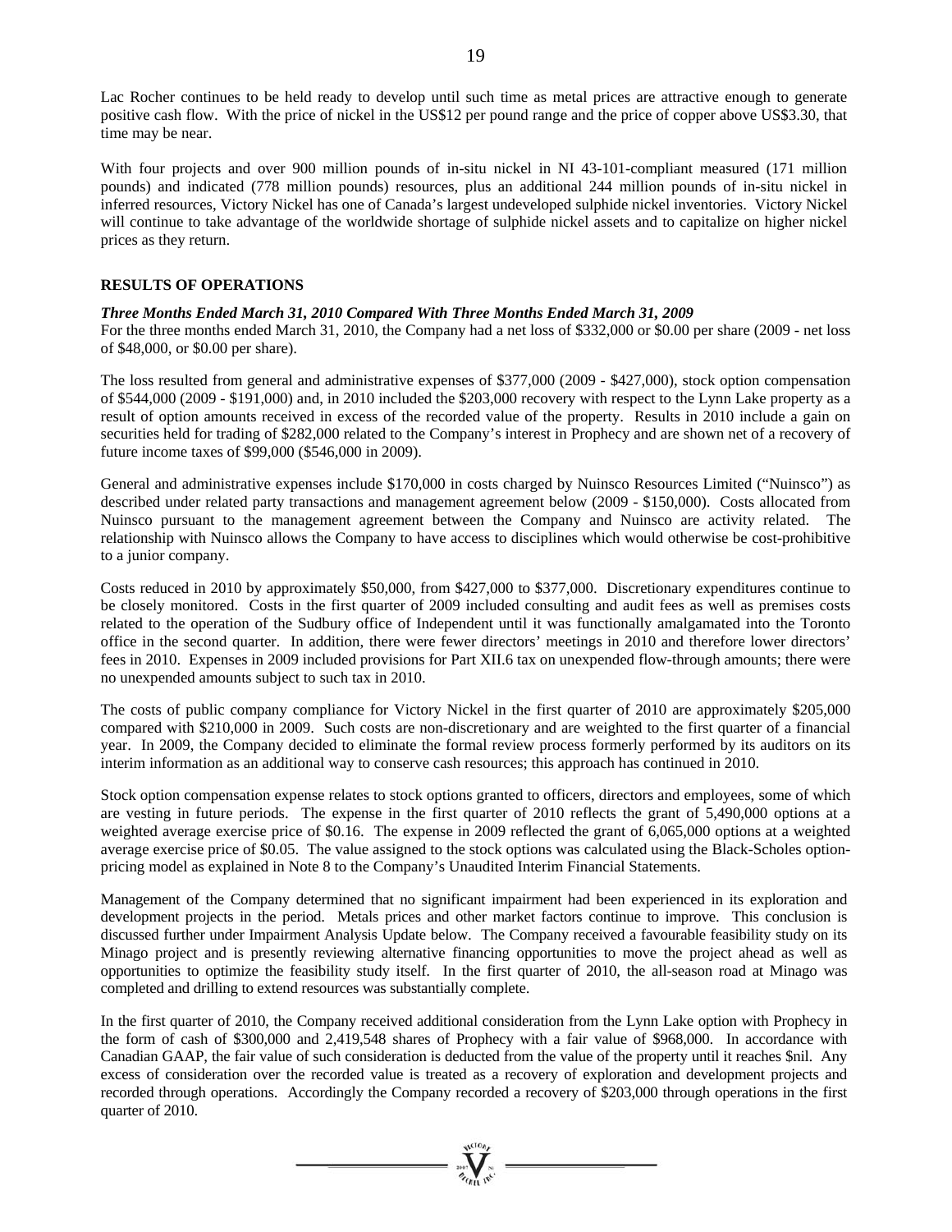Lac Rocher continues to be held ready to develop until such time as metal prices are attractive enough to generate positive cash flow. With the price of nickel in the US$12 per pound range and the price of copper above US$3.30, that time may be near.

With four projects and over 900 million pounds of in-situ nickel in NI 43-101-compliant measured (171 million pounds) and indicated (778 million pounds) resources, plus an additional 244 million pounds of in-situ nickel in inferred resources, Victory Nickel has one of Canada's largest undeveloped sulphide nickel inventories. Victory Nickel will continue to take advantage of the worldwide shortage of sulphide nickel assets and to capitalize on higher nickel prices as they return.

## RESULTS OF OPERATIONS

***Three Months Ended March 31, 2010 Compared With Three Months Ended March 31, 2009***

For the three months ended March 31, 2010, the Company had a net loss of $332,000 or $0.00 per share (2009 - net loss of $48,000, or $0.00 per share).

The loss resulted from general and administrative expenses of $377,000 (2009 - $427,000), stock option compensation of $544,000 (2009 - $191,000) and, in 2010 included the $203,000 recovery with respect to the Lynn Lake property as a result of option amounts received in excess of the recorded value of the property. Results in 2010 include a gain on securities held for trading of $282,000 related to the Company's interest in Prophecy and are shown net of a recovery of future income taxes of $99,000 ($546,000 in 2009).

General and administrative expenses include $170,000 in costs charged by Nuinsco Resources Limited ("Nuinsco") as described under related party transactions and management agreement below (2009 - $150,000). Costs allocated from Nuinsco pursuant to the management agreement between the Company and Nuinsco are activity related. The relationship with Nuinsco allows the Company to have access to disciplines which would otherwise be cost-prohibitive to a junior company.

Costs reduced in 2010 by approximately $50,000, from $427,000 to $377,000. Discretionary expenditures continue to be closely monitored. Costs in the first quarter of 2009 included consulting and audit fees as well as premises costs related to the operation of the Sudbury office of Independent until it was functionally amalgamated into the Toronto office in the second quarter. In addition, there were fewer directors' meetings in 2010 and therefore lower directors' fees in 2010. Expenses in 2009 included provisions for Part XII.6 tax on unexpended flow-through amounts; there were no unexpended amounts subject to such tax in 2010.

The costs of public company compliance for Victory Nickel in the first quarter of 2010 are approximately $205,000 compared with $210,000 in 2009. Such costs are non-discretionary and are weighted to the first quarter of a financial year. In 2009, the Company decided to eliminate the formal review process formerly performed by its auditors on its interim information as an additional way to conserve cash resources; this approach has continued in 2010.

Stock option compensation expense relates to stock options granted to officers, directors and employees, some of which are vesting in future periods. The expense in the first quarter of 2010 reflects the grant of 5,490,000 options at a weighted average exercise price of $0.16. The expense in 2009 reflected the grant of 6,065,000 options at a weighted average exercise price of $0.05. The value assigned to the stock options was calculated using the Black-Scholes option-pricing model as explained in Note 8 to the Company's Unaudited Interim Financial Statements.

Management of the Company determined that no significant impairment had been experienced in its exploration and development projects in the period. Metals prices and other market factors continue to improve. This conclusion is discussed further under Impairment Analysis Update below. The Company received a favourable feasibility study on its Minago project and is presently reviewing alternative financing opportunities to move the project ahead as well as opportunities to optimize the feasibility study itself. In the first quarter of 2010, the all-season road at Minago was completed and drilling to extend resources was substantially complete.

In the first quarter of 2010, the Company received additional consideration from the Lynn Lake option with Prophecy in the form of cash of $300,000 and 2,419,548 shares of Prophecy with a fair value of $968,000. In accordance with Canadian GAAP, the fair value of such consideration is deducted from the value of the property until it reaches $nil. Any excess of consideration over the recorded value is treated as a recovery of exploration and development projects and recorded through operations. Accordingly the Company recorded a recovery of $203,000 through operations in the first quarter of 2010.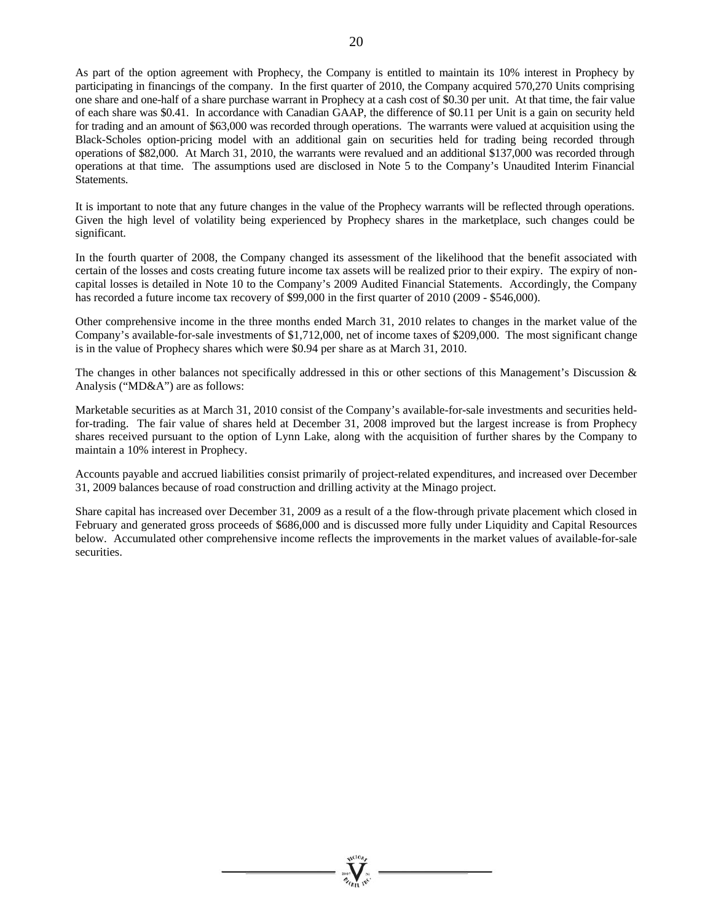As part of the option agreement with Prophecy, the Company is entitled to maintain its 10% interest in Prophecy by participating in financings of the company. In the first quarter of 2010, the Company acquired 570,270 Units comprising one share and one-half of a share purchase warrant in Prophecy at a cash cost of $0.30 per unit. At that time, the fair value of each share was $0.41. In accordance with Canadian GAAP, the difference of $0.11 per Unit is a gain on security held for trading and an amount of $63,000 was recorded through operations. The warrants were valued at acquisition using the Black-Scholes option-pricing model with an additional gain on securities held for trading being recorded through operations of $82,000. At March 31, 2010, the warrants were revalued and an additional $137,000 was recorded through operations at that time. The assumptions used are disclosed in Note 5 to the Company's Unaudited Interim Financial Statements.

It is important to note that any future changes in the value of the Prophecy warrants will be reflected through operations. Given the high level of volatility being experienced by Prophecy shares in the marketplace, such changes could be significant.

In the fourth quarter of 2008, the Company changed its assessment of the likelihood that the benefit associated with certain of the losses and costs creating future income tax assets will be realized prior to their expiry. The expiry of non-capital losses is detailed in Note 10 to the Company's 2009 Audited Financial Statements. Accordingly, the Company has recorded a future income tax recovery of $99,000 in the first quarter of 2010 (2009 - $546,000).

Other comprehensive income in the three months ended March 31, 2010 relates to changes in the market value of the Company's available-for-sale investments of $1,712,000, net of income taxes of $209,000. The most significant change is in the value of Prophecy shares which were $0.94 per share as at March 31, 2010.

The changes in other balances not specifically addressed in this or other sections of this Management's Discussion & Analysis ("MD&A") are as follows:

Marketable securities as at March 31, 2010 consist of the Company's available-for-sale investments and securities held-for-trading. The fair value of shares held at December 31, 2008 improved but the largest increase is from Prophecy shares received pursuant to the option of Lynn Lake, along with the acquisition of further shares by the Company to maintain a 10% interest in Prophecy.

Accounts payable and accrued liabilities consist primarily of project-related expenditures, and increased over December 31, 2009 balances because of road construction and drilling activity at the Minago project.

Share capital has increased over December 31, 2009 as a result of a the flow-through private placement which closed in February and generated gross proceeds of $686,000 and is discussed more fully under Liquidity and Capital Resources below. Accumulated other comprehensive income reflects the improvements in the market values of available-for-sale securities.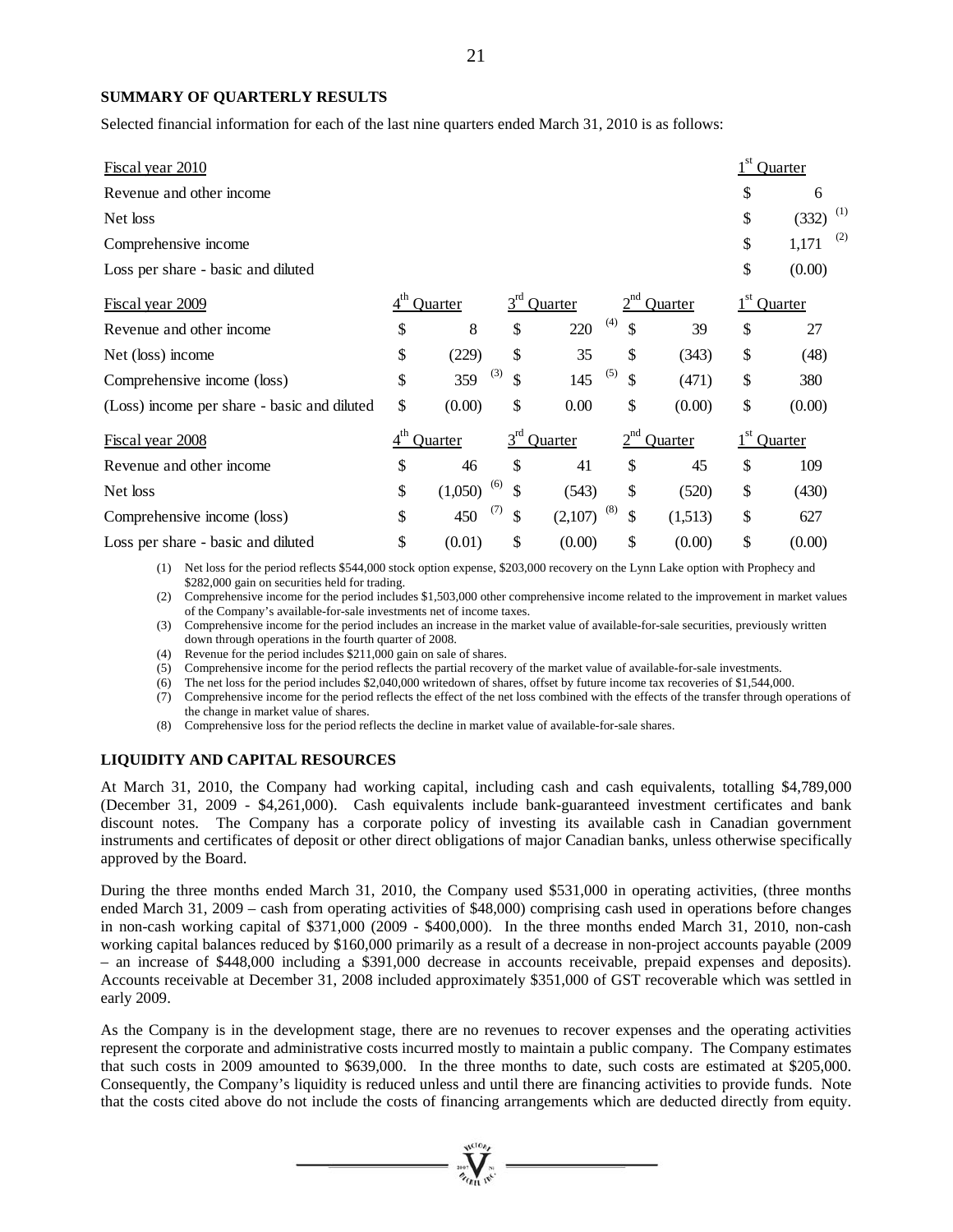**SUMMARY OF QUARTERLY RESULTS**

Selected financial information for each of the last nine quarters ended March 31, 2010 is as follows:

| Fiscal year 2010 | | | | 1st Quarter |
|---|---|---|---|---|
| Revenue and other income | | | | $ 6 |
| Net loss | | | | $ (332) (1) |
| Comprehensive income | | | | $ 1,171 (2) |
| Loss per share - basic and diluted | | | | $ (0.00) |

| Fiscal year 2009 | 4th Quarter | 3rd Quarter | 2nd Quarter | 1st Quarter |
|---|---|---|---|---|
| Revenue and other income | $ 8 | $ 220 (4) | $ 39 | $ 27 |
| Net (loss) income | $ (229) | $ 35 | $ (343) | $ (48) |
| Comprehensive income (loss) | $ 359 (3) | $ 145 (5) | $ (471) | $ 380 |
| (Loss) income per share - basic and diluted | $ (0.00) | $ 0.00 | $ (0.00) | $ (0.00) |

| Fiscal year 2008 | 4th Quarter | 3rd Quarter | 2nd Quarter | 1st Quarter |
|---|---|---|---|---|
| Revenue and other income | $ 46 | $ 41 | $ 45 | $ 109 |
| Net loss | $ (1,050) (6) | $ (543) | $ (520) | $ (430) |
| Comprehensive income (loss) | $ 450 (7) | $ (2,107) (8) | $ (1,513) | $ 627 |
| Loss per share - basic and diluted | $ (0.01) | $ (0.00) | $ (0.00) | $ (0.00) |

(1) Net loss for the period reflects $544,000 stock option expense, $203,000 recovery on the Lynn Lake option with Prophecy and $282,000 gain on securities held for trading.

(2) Comprehensive income for the period includes $1,503,000 other comprehensive income related to the improvement in market values of the Company's available-for-sale investments net of income taxes.

(3) Comprehensive income for the period includes an increase in the market value of available-for-sale securities, previously written down through operations in the fourth quarter of 2008.

(4) Revenue for the period includes $211,000 gain on sale of shares.

(5) Comprehensive income for the period reflects the partial recovery of the market value of available-for-sale investments.

(6) The net loss for the period includes $2,040,000 writedown of shares, offset by future income tax recoveries of $1,544,000.

(7) Comprehensive income for the period reflects the effect of the net loss combined with the effects of the transfer through operations of the change in market value of shares.

(8) Comprehensive loss for the period reflects the decline in market value of available-for-sale shares.

**LIQUIDITY AND CAPITAL RESOURCES**

At March 31, 2010, the Company had working capital, including cash and cash equivalents, totalling $4,789,000 (December 31, 2009 - $4,261,000). Cash equivalents include bank-guaranteed investment certificates and bank discount notes. The Company has a corporate policy of investing its available cash in Canadian government instruments and certificates of deposit or other direct obligations of major Canadian banks, unless otherwise specifically approved by the Board.

During the three months ended March 31, 2010, the Company used $531,000 in operating activities, (three months ended March 31, 2009 – cash from operating activities of $48,000) comprising cash used in operations before changes in non-cash working capital of $371,000 (2009 - $400,000). In the three months ended March 31, 2010, non-cash working capital balances reduced by $160,000 primarily as a result of a decrease in non-project accounts payable (2009 – an increase of $448,000 including a $391,000 decrease in accounts receivable, prepaid expenses and deposits). Accounts receivable at December 31, 2008 included approximately $351,000 of GST recoverable which was settled in early 2009.

As the Company is in the development stage, there are no revenues to recover expenses and the operating activities represent the corporate and administrative costs incurred mostly to maintain a public company. The Company estimates that such costs in 2009 amounted to $639,000. In the three months to date, such costs are estimated at $205,000. Consequently, the Company's liquidity is reduced unless and until there are financing activities to provide funds. Note that the costs cited above do not include the costs of financing arrangements which are deducted directly from equity.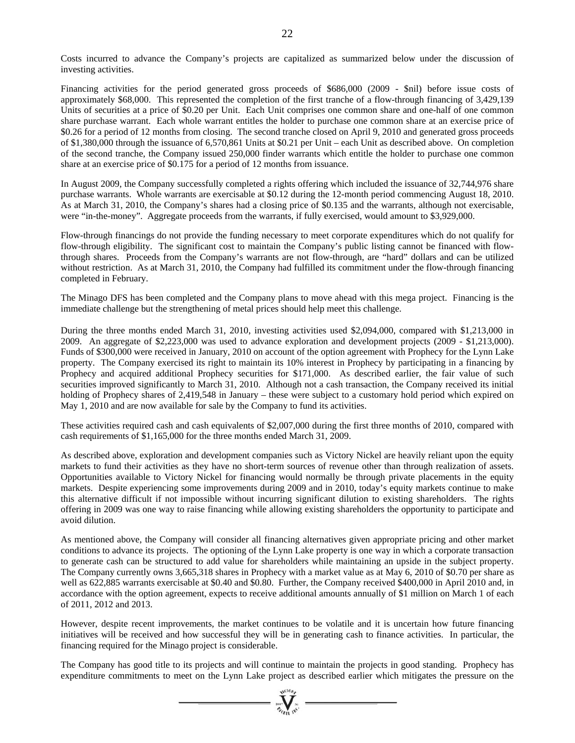Costs incurred to advance the Company's projects are capitalized as summarized below under the discussion of investing activities.

Financing activities for the period generated gross proceeds of $686,000 (2009 - $nil) before issue costs of approximately $68,000. This represented the completion of the first tranche of a flow-through financing of 3,429,139 Units of securities at a price of $0.20 per Unit. Each Unit comprises one common share and one-half of one common share purchase warrant. Each whole warrant entitles the holder to purchase one common share at an exercise price of $0.26 for a period of 12 months from closing. The second tranche closed on April 9, 2010 and generated gross proceeds of $1,380,000 through the issuance of 6,570,861 Units at $0.21 per Unit – each Unit as described above. On completion of the second tranche, the Company issued 250,000 finder warrants which entitle the holder to purchase one common share at an exercise price of $0.175 for a period of 12 months from issuance.

In August 2009, the Company successfully completed a rights offering which included the issuance of 32,744,976 share purchase warrants. Whole warrants are exercisable at $0.12 during the 12-month period commencing August 18, 2010. As at March 31, 2010, the Company's shares had a closing price of $0.135 and the warrants, although not exercisable, were "in-the-money". Aggregate proceeds from the warrants, if fully exercised, would amount to $3,929,000.

Flow-through financings do not provide the funding necessary to meet corporate expenditures which do not qualify for flow-through eligibility. The significant cost to maintain the Company's public listing cannot be financed with flow-through shares. Proceeds from the Company's warrants are not flow-through, are "hard" dollars and can be utilized without restriction. As at March 31, 2010, the Company had fulfilled its commitment under the flow-through financing completed in February.

The Minago DFS has been completed and the Company plans to move ahead with this mega project. Financing is the immediate challenge but the strengthening of metal prices should help meet this challenge.

During the three months ended March 31, 2010, investing activities used $2,094,000, compared with $1,213,000 in 2009. An aggregate of $2,223,000 was used to advance exploration and development projects (2009 - $1,213,000). Funds of $300,000 were received in January, 2010 on account of the option agreement with Prophecy for the Lynn Lake property. The Company exercised its right to maintain its 10% interest in Prophecy by participating in a financing by Prophecy and acquired additional Prophecy securities for $171,000. As described earlier, the fair value of such securities improved significantly to March 31, 2010. Although not a cash transaction, the Company received its initial holding of Prophecy shares of 2,419,548 in January – these were subject to a customary hold period which expired on May 1, 2010 and are now available for sale by the Company to fund its activities.

These activities required cash and cash equivalents of $2,007,000 during the first three months of 2010, compared with cash requirements of $1,165,000 for the three months ended March 31, 2009.

As described above, exploration and development companies such as Victory Nickel are heavily reliant upon the equity markets to fund their activities as they have no short-term sources of revenue other than through realization of assets. Opportunities available to Victory Nickel for financing would normally be through private placements in the equity markets. Despite experiencing some improvements during 2009 and in 2010, today's equity markets continue to make this alternative difficult if not impossible without incurring significant dilution to existing shareholders. The rights offering in 2009 was one way to raise financing while allowing existing shareholders the opportunity to participate and avoid dilution.

As mentioned above, the Company will consider all financing alternatives given appropriate pricing and other market conditions to advance its projects. The optioning of the Lynn Lake property is one way in which a corporate transaction to generate cash can be structured to add value for shareholders while maintaining an upside in the subject property. The Company currently owns 3,665,318 shares in Prophecy with a market value as at May 6, 2010 of $0.70 per share as well as 622,885 warrants exercisable at $0.40 and $0.80. Further, the Company received $400,000 in April 2010 and, in accordance with the option agreement, expects to receive additional amounts annually of $1 million on March 1 of each of 2011, 2012 and 2013.

However, despite recent improvements, the market continues to be volatile and it is uncertain how future financing initiatives will be received and how successful they will be in generating cash to finance activities. In particular, the financing required for the Minago project is considerable.

The Company has good title to its projects and will continue to maintain the projects in good standing. Prophecy has expenditure commitments to meet on the Lynn Lake project as described earlier which mitigates the pressure on the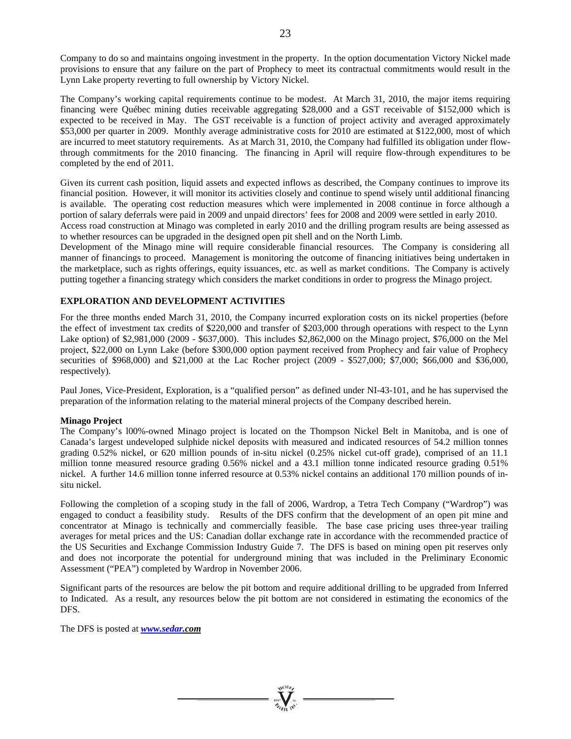Company to do so and maintains ongoing investment in the property. In the option documentation Victory Nickel made provisions to ensure that any failure on the part of Prophecy to meet its contractual commitments would result in the Lynn Lake property reverting to full ownership by Victory Nickel.

The Company's working capital requirements continue to be modest. At March 31, 2010, the major items requiring financing were Québec mining duties receivable aggregating $28,000 and a GST receivable of $152,000 which is expected to be received in May. The GST receivable is a function of project activity and averaged approximately $53,000 per quarter in 2009. Monthly average administrative costs for 2010 are estimated at $122,000, most of which are incurred to meet statutory requirements. As at March 31, 2010, the Company had fulfilled its obligation under flow-through commitments for the 2010 financing. The financing in April will require flow-through expenditures to be completed by the end of 2011.

Given its current cash position, liquid assets and expected inflows as described, the Company continues to improve its financial position. However, it will monitor its activities closely and continue to spend wisely until additional financing is available. The operating cost reduction measures which were implemented in 2008 continue in force although a portion of salary deferrals were paid in 2009 and unpaid directors' fees for 2008 and 2009 were settled in early 2010.
Access road construction at Minago was completed in early 2010 and the drilling program results are being assessed as to whether resources can be upgraded in the designed open pit shell and on the North Limb.
Development of the Minago mine will require considerable financial resources. The Company is considering all manner of financings to proceed. Management is monitoring the outcome of financing initiatives being undertaken in the marketplace, such as rights offerings, equity issuances, etc. as well as market conditions. The Company is actively putting together a financing strategy which considers the market conditions in order to progress the Minago project.

## EXPLORATION AND DEVELOPMENT ACTIVITIES

For the three months ended March 31, 2010, the Company incurred exploration costs on its nickel properties (before the effect of investment tax credits of $220,000 and transfer of $203,000 through operations with respect to the Lynn Lake option) of $2,981,000 (2009 - $637,000). This includes $2,862,000 on the Minago project, $76,000 on the Mel project, $22,000 on Lynn Lake (before $300,000 option payment received from Prophecy and fair value of Prophecy securities of $968,000) and $21,000 at the Lac Rocher project (2009 - $527,000; $7,000; $66,000 and $36,000, respectively).

Paul Jones, Vice-President, Exploration, is a "qualified person" as defined under NI-43-101, and he has supervised the preparation of the information relating to the material mineral projects of the Company described herein.

**Minago Project**
The Company's l00%-owned Minago project is located on the Thompson Nickel Belt in Manitoba, and is one of Canada's largest undeveloped sulphide nickel deposits with measured and indicated resources of 54.2 million tonnes grading 0.52% nickel, or 620 million pounds of in-situ nickel (0.25% nickel cut-off grade), comprised of an 11.1 million tonne measured resource grading 0.56% nickel and a 43.1 million tonne indicated resource grading 0.51% nickel. A further 14.6 million tonne inferred resource at 0.53% nickel contains an additional 170 million pounds of in-situ nickel.

Following the completion of a scoping study in the fall of 2006, Wardrop, a Tetra Tech Company ("Wardrop") was engaged to conduct a feasibility study. Results of the DFS confirm that the development of an open pit mine and concentrator at Minago is technically and commercially feasible. The base case pricing uses three-year trailing averages for metal prices and the US: Canadian dollar exchange rate in accordance with the recommended practice of the US Securities and Exchange Commission Industry Guide 7. The DFS is based on mining open pit reserves only and does not incorporate the potential for underground mining that was included in the Preliminary Economic Assessment ("PEA") completed by Wardrop in November 2006.

Significant parts of the resources are below the pit bottom and require additional drilling to be upgraded from Inferred to Indicated. As a result, any resources below the pit bottom are not considered in estimating the economics of the DFS.

The DFS is posted at ***www.sedar.com***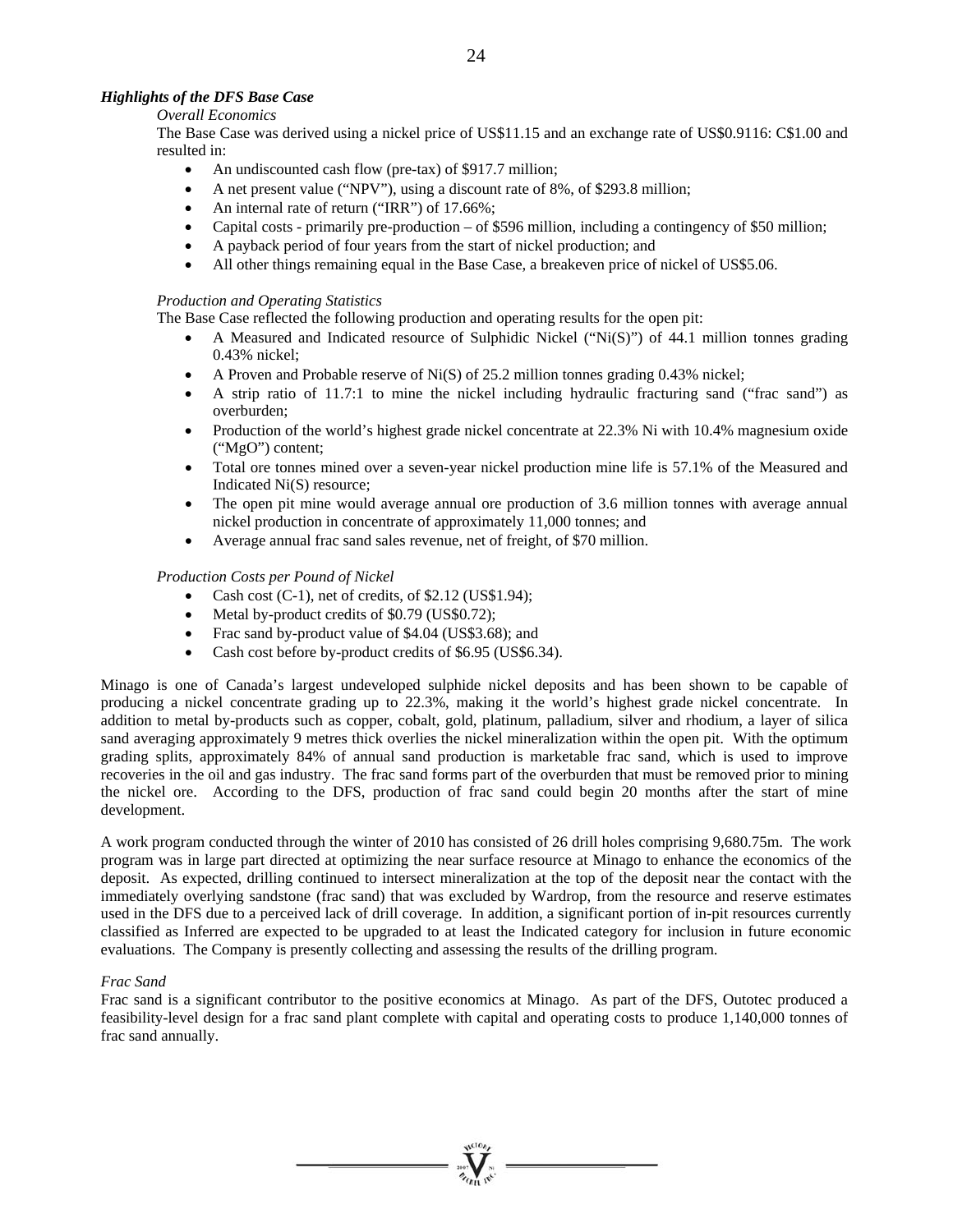### *Highlights of the DFS Base Case*

*Overall Economics*

The Base Case was derived using a nickel price of US$11.15 and an exchange rate of US$0.9116: C$1.00 and resulted in:

- An undiscounted cash flow (pre-tax) of $917.7 million;
- A net present value ("NPV"), using a discount rate of 8%, of $293.8 million;
- An internal rate of return ("IRR") of 17.66%;
- Capital costs - primarily pre-production – of $596 million, including a contingency of $50 million;
- A payback period of four years from the start of nickel production; and
- All other things remaining equal in the Base Case, a breakeven price of nickel of US$5.06.

*Production and Operating Statistics*

The Base Case reflected the following production and operating results for the open pit:

- A Measured and Indicated resource of Sulphidic Nickel ("Ni(S)") of 44.1 million tonnes grading 0.43% nickel;
- A Proven and Probable reserve of Ni(S) of 25.2 million tonnes grading 0.43% nickel;
- A strip ratio of 11.7:1 to mine the nickel including hydraulic fracturing sand ("frac sand") as overburden;
- Production of the world's highest grade nickel concentrate at 22.3% Ni with 10.4% magnesium oxide ("MgO") content;
- Total ore tonnes mined over a seven-year nickel production mine life is 57.1% of the Measured and Indicated Ni(S) resource;
- The open pit mine would average annual ore production of 3.6 million tonnes with average annual nickel production in concentrate of approximately 11,000 tonnes; and
- Average annual frac sand sales revenue, net of freight, of $70 million.

*Production Costs per Pound of Nickel*

- Cash cost (C-1), net of credits, of $2.12 (US$1.94);
- Metal by-product credits of $0.79 (US$0.72);
- Frac sand by-product value of $4.04 (US$3.68); and
- Cash cost before by-product credits of $6.95 (US$6.34).

Minago is one of Canada's largest undeveloped sulphide nickel deposits and has been shown to be capable of producing a nickel concentrate grading up to 22.3%, making it the world's highest grade nickel concentrate. In addition to metal by-products such as copper, cobalt, gold, platinum, palladium, silver and rhodium, a layer of silica sand averaging approximately 9 metres thick overlies the nickel mineralization within the open pit. With the optimum grading splits, approximately 84% of annual sand production is marketable frac sand, which is used to improve recoveries in the oil and gas industry. The frac sand forms part of the overburden that must be removed prior to mining the nickel ore. According to the DFS, production of frac sand could begin 20 months after the start of mine development.

A work program conducted through the winter of 2010 has consisted of 26 drill holes comprising 9,680.75m. The work program was in large part directed at optimizing the near surface resource at Minago to enhance the economics of the deposit. As expected, drilling continued to intersect mineralization at the top of the deposit near the contact with the immediately overlying sandstone (frac sand) that was excluded by Wardrop, from the resource and reserve estimates used in the DFS due to a perceived lack of drill coverage. In addition, a significant portion of in-pit resources currently classified as Inferred are expected to be upgraded to at least the Indicated category for inclusion in future economic evaluations. The Company is presently collecting and assessing the results of the drilling program.

*Frac Sand*

Frac sand is a significant contributor to the positive economics at Minago. As part of the DFS, Outotec produced a feasibility-level design for a frac sand plant complete with capital and operating costs to produce 1,140,000 tonnes of frac sand annually.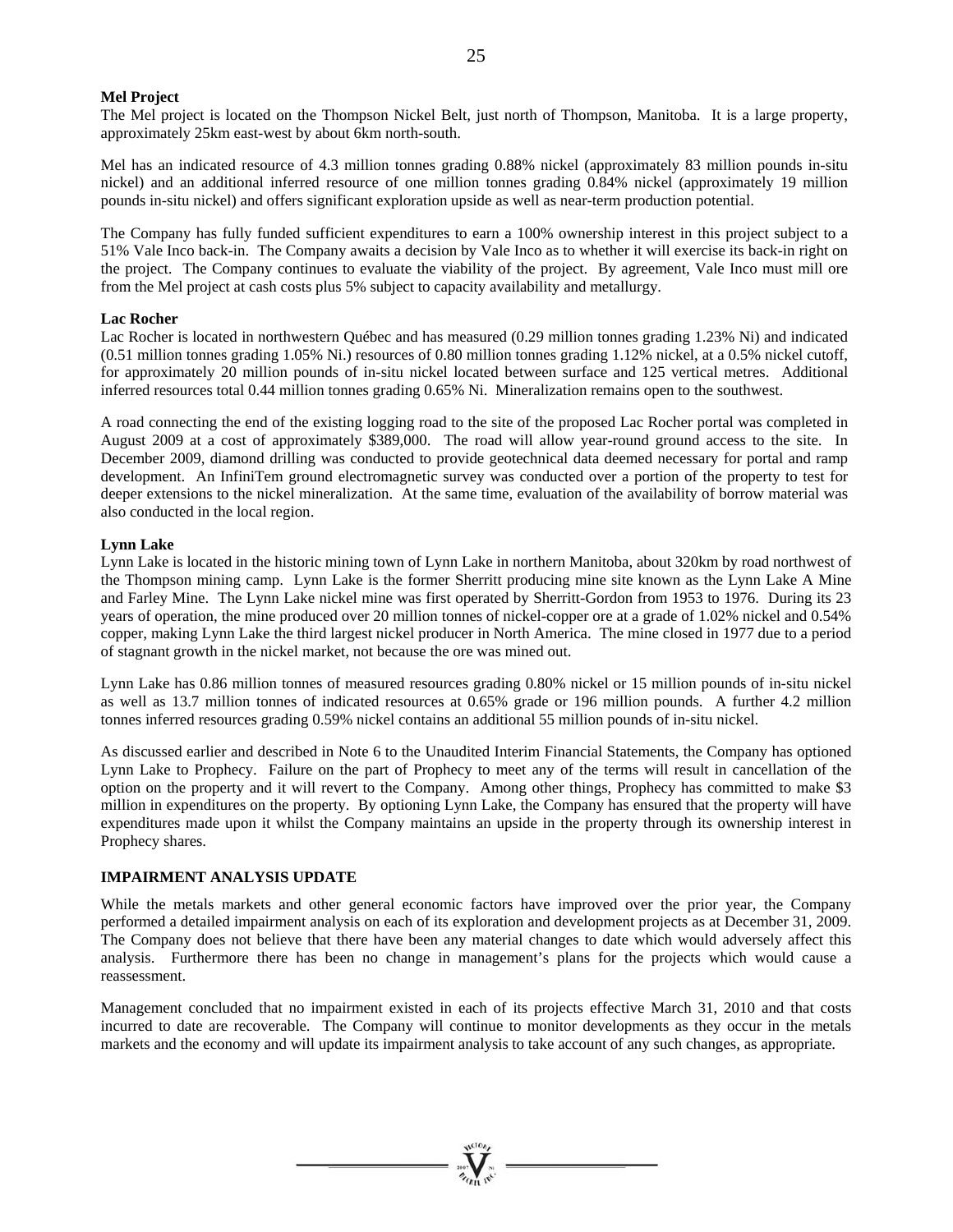**Mel Project**

The Mel project is located on the Thompson Nickel Belt, just north of Thompson, Manitoba. It is a large property, approximately 25km east-west by about 6km north-south.

Mel has an indicated resource of 4.3 million tonnes grading 0.88% nickel (approximately 83 million pounds in-situ nickel) and an additional inferred resource of one million tonnes grading 0.84% nickel (approximately 19 million pounds in-situ nickel) and offers significant exploration upside as well as near-term production potential.

The Company has fully funded sufficient expenditures to earn a 100% ownership interest in this project subject to a 51% Vale Inco back-in. The Company awaits a decision by Vale Inco as to whether it will exercise its back-in right on the project. The Company continues to evaluate the viability of the project. By agreement, Vale Inco must mill ore from the Mel project at cash costs plus 5% subject to capacity availability and metallurgy.

**Lac Rocher**

Lac Rocher is located in northwestern Québec and has measured (0.29 million tonnes grading 1.23% Ni) and indicated (0.51 million tonnes grading 1.05% Ni.) resources of 0.80 million tonnes grading 1.12% nickel, at a 0.5% nickel cutoff, for approximately 20 million pounds of in-situ nickel located between surface and 125 vertical metres. Additional inferred resources total 0.44 million tonnes grading 0.65% Ni. Mineralization remains open to the southwest.

A road connecting the end of the existing logging road to the site of the proposed Lac Rocher portal was completed in August 2009 at a cost of approximately $389,000. The road will allow year-round ground access to the site. In December 2009, diamond drilling was conducted to provide geotechnical data deemed necessary for portal and ramp development. An InfiniTem ground electromagnetic survey was conducted over a portion of the property to test for deeper extensions to the nickel mineralization. At the same time, evaluation of the availability of borrow material was also conducted in the local region.

**Lynn Lake**

Lynn Lake is located in the historic mining town of Lynn Lake in northern Manitoba, about 320km by road northwest of the Thompson mining camp. Lynn Lake is the former Sherritt producing mine site known as the Lynn Lake A Mine and Farley Mine. The Lynn Lake nickel mine was first operated by Sherritt-Gordon from 1953 to 1976. During its 23 years of operation, the mine produced over 20 million tonnes of nickel-copper ore at a grade of 1.02% nickel and 0.54% copper, making Lynn Lake the third largest nickel producer in North America. The mine closed in 1977 due to a period of stagnant growth in the nickel market, not because the ore was mined out.

Lynn Lake has 0.86 million tonnes of measured resources grading 0.80% nickel or 15 million pounds of in-situ nickel as well as 13.7 million tonnes of indicated resources at 0.65% grade or 196 million pounds. A further 4.2 million tonnes inferred resources grading 0.59% nickel contains an additional 55 million pounds of in-situ nickel.

As discussed earlier and described in Note 6 to the Unaudited Interim Financial Statements, the Company has optioned Lynn Lake to Prophecy. Failure on the part of Prophecy to meet any of the terms will result in cancellation of the option on the property and it will revert to the Company. Among other things, Prophecy has committed to make $3 million in expenditures on the property. By optioning Lynn Lake, the Company has ensured that the property will have expenditures made upon it whilst the Company maintains an upside in the property through its ownership interest in Prophecy shares.

## IMPAIRMENT ANALYSIS UPDATE

While the metals markets and other general economic factors have improved over the prior year, the Company performed a detailed impairment analysis on each of its exploration and development projects as at December 31, 2009. The Company does not believe that there have been any material changes to date which would adversely affect this analysis. Furthermore there has been no change in management's plans for the projects which would cause a reassessment.

Management concluded that no impairment existed in each of its projects effective March 31, 2010 and that costs incurred to date are recoverable. The Company will continue to monitor developments as they occur in the metals markets and the economy and will update its impairment analysis to take account of any such changes, as appropriate.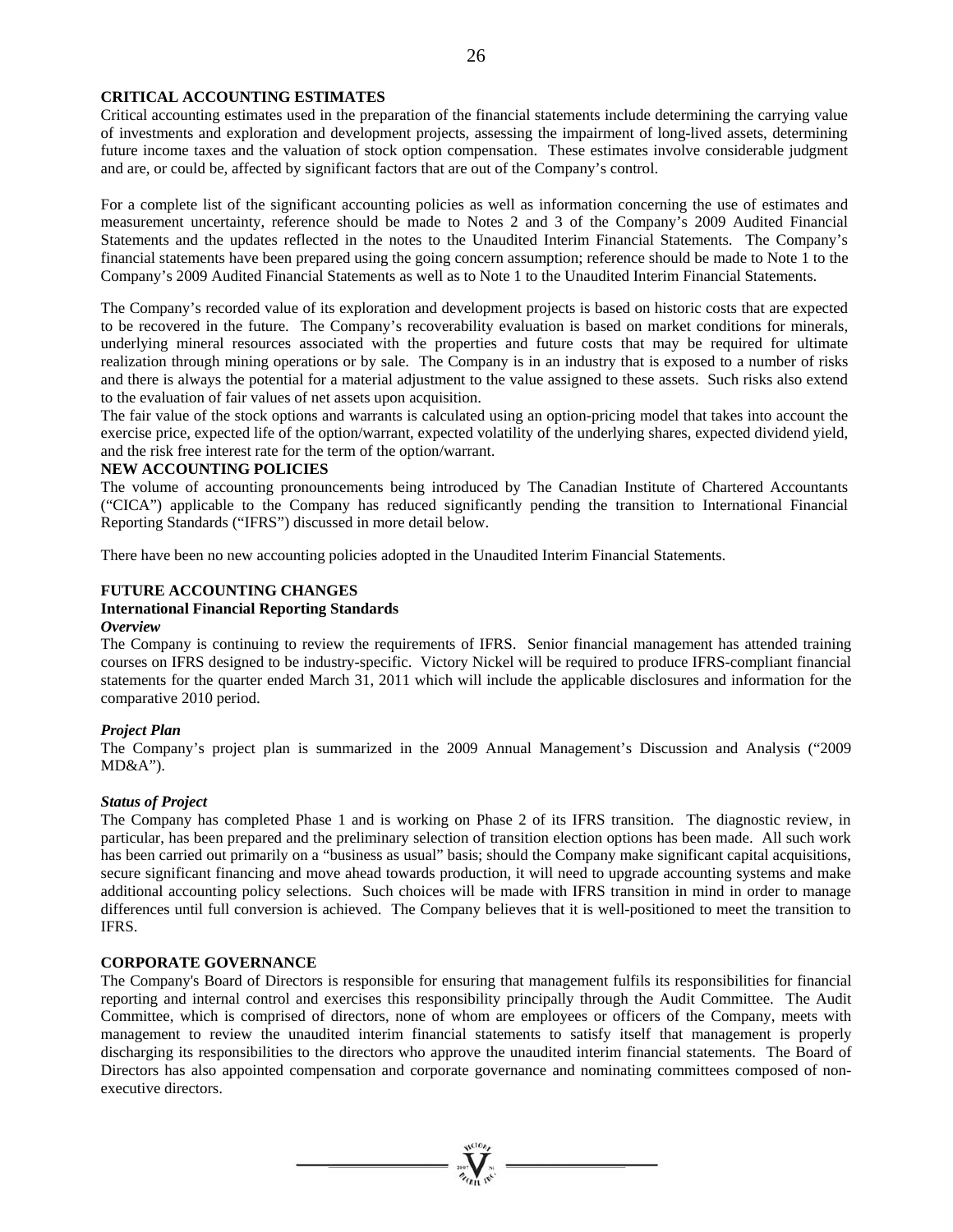## CRITICAL ACCOUNTING ESTIMATES

Critical accounting estimates used in the preparation of the financial statements include determining the carrying value of investments and exploration and development projects, assessing the impairment of long-lived assets, determining future income taxes and the valuation of stock option compensation. These estimates involve considerable judgment and are, or could be, affected by significant factors that are out of the Company's control.

For a complete list of the significant accounting policies as well as information concerning the use of estimates and measurement uncertainty, reference should be made to Notes 2 and 3 of the Company's 2009 Audited Financial Statements and the updates reflected in the notes to the Unaudited Interim Financial Statements. The Company's financial statements have been prepared using the going concern assumption; reference should be made to Note 1 to the Company's 2009 Audited Financial Statements as well as to Note 1 to the Unaudited Interim Financial Statements.

The Company's recorded value of its exploration and development projects is based on historic costs that are expected to be recovered in the future. The Company's recoverability evaluation is based on market conditions for minerals, underlying mineral resources associated with the properties and future costs that may be required for ultimate realization through mining operations or by sale. The Company is in an industry that is exposed to a number of risks and there is always the potential for a material adjustment to the value assigned to these assets. Such risks also extend to the evaluation of fair values of net assets upon acquisition.

The fair value of the stock options and warrants is calculated using an option-pricing model that takes into account the exercise price, expected life of the option/warrant, expected volatility of the underlying shares, expected dividend yield, and the risk free interest rate for the term of the option/warrant.

## NEW ACCOUNTING POLICIES

The volume of accounting pronouncements being introduced by The Canadian Institute of Chartered Accountants ("CICA") applicable to the Company has reduced significantly pending the transition to International Financial Reporting Standards ("IFRS") discussed in more detail below.

There have been no new accounting policies adopted in the Unaudited Interim Financial Statements.

## FUTURE ACCOUNTING CHANGES

### International Financial Reporting Standards

***Overview***

The Company is continuing to review the requirements of IFRS. Senior financial management has attended training courses on IFRS designed to be industry-specific. Victory Nickel will be required to produce IFRS-compliant financial statements for the quarter ended March 31, 2011 which will include the applicable disclosures and information for the comparative 2010 period.

***Project Plan***

The Company's project plan is summarized in the 2009 Annual Management's Discussion and Analysis ("2009 MD&A").

***Status of Project***

The Company has completed Phase 1 and is working on Phase 2 of its IFRS transition. The diagnostic review, in particular, has been prepared and the preliminary selection of transition election options has been made. All such work has been carried out primarily on a "business as usual" basis; should the Company make significant capital acquisitions, secure significant financing and move ahead towards production, it will need to upgrade accounting systems and make additional accounting policy selections. Such choices will be made with IFRS transition in mind in order to manage differences until full conversion is achieved. The Company believes that it is well-positioned to meet the transition to IFRS.

## CORPORATE GOVERNANCE

The Company's Board of Directors is responsible for ensuring that management fulfils its responsibilities for financial reporting and internal control and exercises this responsibility principally through the Audit Committee. The Audit Committee, which is comprised of directors, none of whom are employees or officers of the Company, meets with management to review the unaudited interim financial statements to satisfy itself that management is properly discharging its responsibilities to the directors who approve the unaudited interim financial statements. The Board of Directors has also appointed compensation and corporate governance and nominating committees composed of non-executive directors.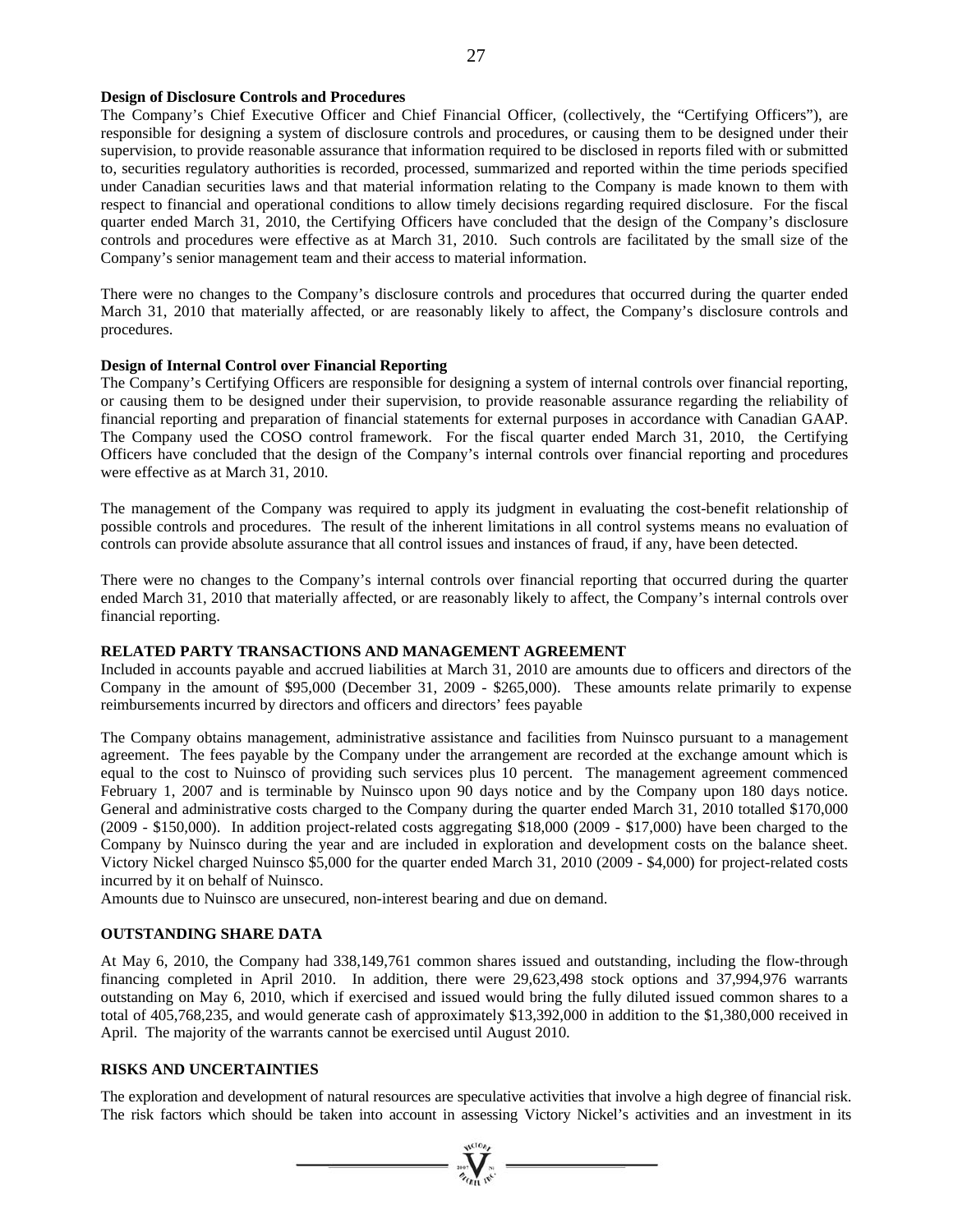**Design of Disclosure Controls and Procedures**

The Company's Chief Executive Officer and Chief Financial Officer, (collectively, the "Certifying Officers"), are responsible for designing a system of disclosure controls and procedures, or causing them to be designed under their supervision, to provide reasonable assurance that information required to be disclosed in reports filed with or submitted to, securities regulatory authorities is recorded, processed, summarized and reported within the time periods specified under Canadian securities laws and that material information relating to the Company is made known to them with respect to financial and operational conditions to allow timely decisions regarding required disclosure. For the fiscal quarter ended March 31, 2010, the Certifying Officers have concluded that the design of the Company's disclosure controls and procedures were effective as at March 31, 2010. Such controls are facilitated by the small size of the Company's senior management team and their access to material information.

There were no changes to the Company's disclosure controls and procedures that occurred during the quarter ended March 31, 2010 that materially affected, or are reasonably likely to affect, the Company's disclosure controls and procedures.

**Design of Internal Control over Financial Reporting**

The Company's Certifying Officers are responsible for designing a system of internal controls over financial reporting, or causing them to be designed under their supervision, to provide reasonable assurance regarding the reliability of financial reporting and preparation of financial statements for external purposes in accordance with Canadian GAAP. The Company used the COSO control framework. For the fiscal quarter ended March 31, 2010, the Certifying Officers have concluded that the design of the Company's internal controls over financial reporting and procedures were effective as at March 31, 2010.

The management of the Company was required to apply its judgment in evaluating the cost-benefit relationship of possible controls and procedures. The result of the inherent limitations in all control systems means no evaluation of controls can provide absolute assurance that all control issues and instances of fraud, if any, have been detected.

There were no changes to the Company's internal controls over financial reporting that occurred during the quarter ended March 31, 2010 that materially affected, or are reasonably likely to affect, the Company's internal controls over financial reporting.

## RELATED PARTY TRANSACTIONS AND MANAGEMENT AGREEMENT

Included in accounts payable and accrued liabilities at March 31, 2010 are amounts due to officers and directors of the Company in the amount of $95,000 (December 31, 2009 - $265,000). These amounts relate primarily to expense reimbursements incurred by directors and officers and directors' fees payable

The Company obtains management, administrative assistance and facilities from Nuinsco pursuant to a management agreement. The fees payable by the Company under the arrangement are recorded at the exchange amount which is equal to the cost to Nuinsco of providing such services plus 10 percent. The management agreement commenced February 1, 2007 and is terminable by Nuinsco upon 90 days notice and by the Company upon 180 days notice. General and administrative costs charged to the Company during the quarter ended March 31, 2010 totalled $170,000 (2009 - $150,000). In addition project-related costs aggregating $18,000 (2009 - $17,000) have been charged to the Company by Nuinsco during the year and are included in exploration and development costs on the balance sheet. Victory Nickel charged Nuinsco $5,000 for the quarter ended March 31, 2010 (2009 - $4,000) for project-related costs incurred by it on behalf of Nuinsco.

Amounts due to Nuinsco are unsecured, non-interest bearing and due on demand.

## OUTSTANDING SHARE DATA

At May 6, 2010, the Company had 338,149,761 common shares issued and outstanding, including the flow-through financing completed in April 2010. In addition, there were 29,623,498 stock options and 37,994,976 warrants outstanding on May 6, 2010, which if exercised and issued would bring the fully diluted issued common shares to a total of 405,768,235, and would generate cash of approximately $13,392,000 in addition to the $1,380,000 received in April. The majority of the warrants cannot be exercised until August 2010.

## RISKS AND UNCERTAINTIES

The exploration and development of natural resources are speculative activities that involve a high degree of financial risk. The risk factors which should be taken into account in assessing Victory Nickel's activities and an investment in its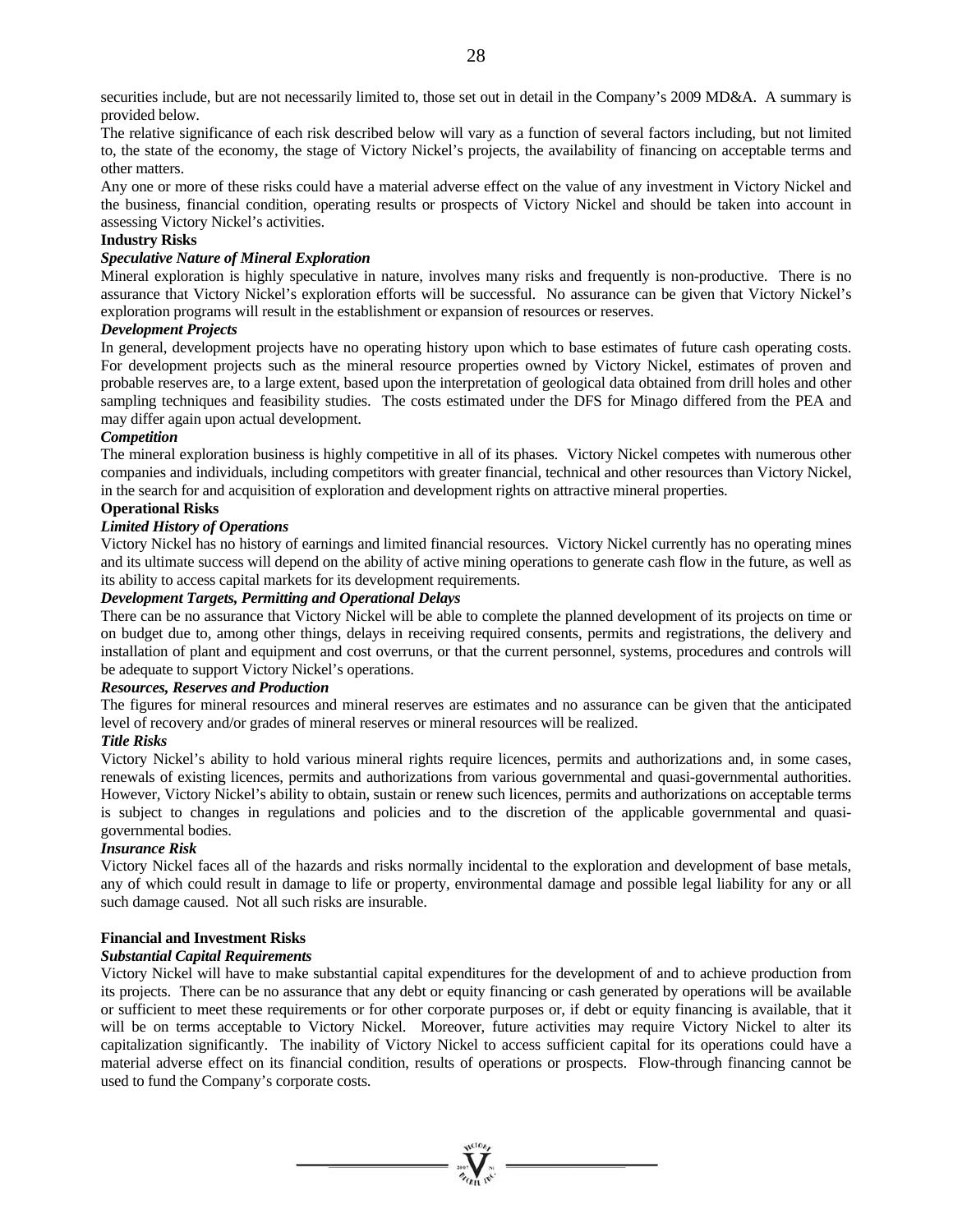securities include, but are not necessarily limited to, those set out in detail in the Company's 2009 MD&A. A summary is provided below.

The relative significance of each risk described below will vary as a function of several factors including, but not limited to, the state of the economy, the stage of Victory Nickel's projects, the availability of financing on acceptable terms and other matters.

Any one or more of these risks could have a material adverse effect on the value of any investment in Victory Nickel and the business, financial condition, operating results or prospects of Victory Nickel and should be taken into account in assessing Victory Nickel's activities.

**Industry Risks**

***Speculative Nature of Mineral Exploration***

Mineral exploration is highly speculative in nature, involves many risks and frequently is non-productive. There is no assurance that Victory Nickel's exploration efforts will be successful. No assurance can be given that Victory Nickel's exploration programs will result in the establishment or expansion of resources or reserves.

***Development Projects***

In general, development projects have no operating history upon which to base estimates of future cash operating costs. For development projects such as the mineral resource properties owned by Victory Nickel, estimates of proven and probable reserves are, to a large extent, based upon the interpretation of geological data obtained from drill holes and other sampling techniques and feasibility studies. The costs estimated under the DFS for Minago differed from the PEA and may differ again upon actual development.

***Competition***

The mineral exploration business is highly competitive in all of its phases. Victory Nickel competes with numerous other companies and individuals, including competitors with greater financial, technical and other resources than Victory Nickel, in the search for and acquisition of exploration and development rights on attractive mineral properties.

**Operational Risks**

***Limited History of Operations***

Victory Nickel has no history of earnings and limited financial resources. Victory Nickel currently has no operating mines and its ultimate success will depend on the ability of active mining operations to generate cash flow in the future, as well as its ability to access capital markets for its development requirements.

***Development Targets, Permitting and Operational Delays***

There can be no assurance that Victory Nickel will be able to complete the planned development of its projects on time or on budget due to, among other things, delays in receiving required consents, permits and registrations, the delivery and installation of plant and equipment and cost overruns, or that the current personnel, systems, procedures and controls will be adequate to support Victory Nickel's operations.

***Resources, Reserves and Production***

The figures for mineral resources and mineral reserves are estimates and no assurance can be given that the anticipated level of recovery and/or grades of mineral reserves or mineral resources will be realized.

***Title Risks***

Victory Nickel's ability to hold various mineral rights require licences, permits and authorizations and, in some cases, renewals of existing licences, permits and authorizations from various governmental and quasi-governmental authorities. However, Victory Nickel's ability to obtain, sustain or renew such licences, permits and authorizations on acceptable terms is subject to changes in regulations and policies and to the discretion of the applicable governmental and quasi-governmental bodies.

***Insurance Risk***

Victory Nickel faces all of the hazards and risks normally incidental to the exploration and development of base metals, any of which could result in damage to life or property, environmental damage and possible legal liability for any or all such damage caused. Not all such risks are insurable.

**Financial and Investment Risks**

***Substantial Capital Requirements***

Victory Nickel will have to make substantial capital expenditures for the development of and to achieve production from its projects. There can be no assurance that any debt or equity financing or cash generated by operations will be available or sufficient to meet these requirements or for other corporate purposes or, if debt or equity financing is available, that it will be on terms acceptable to Victory Nickel. Moreover, future activities may require Victory Nickel to alter its capitalization significantly. The inability of Victory Nickel to access sufficient capital for its operations could have a material adverse effect on its financial condition, results of operations or prospects. Flow-through financing cannot be used to fund the Company's corporate costs.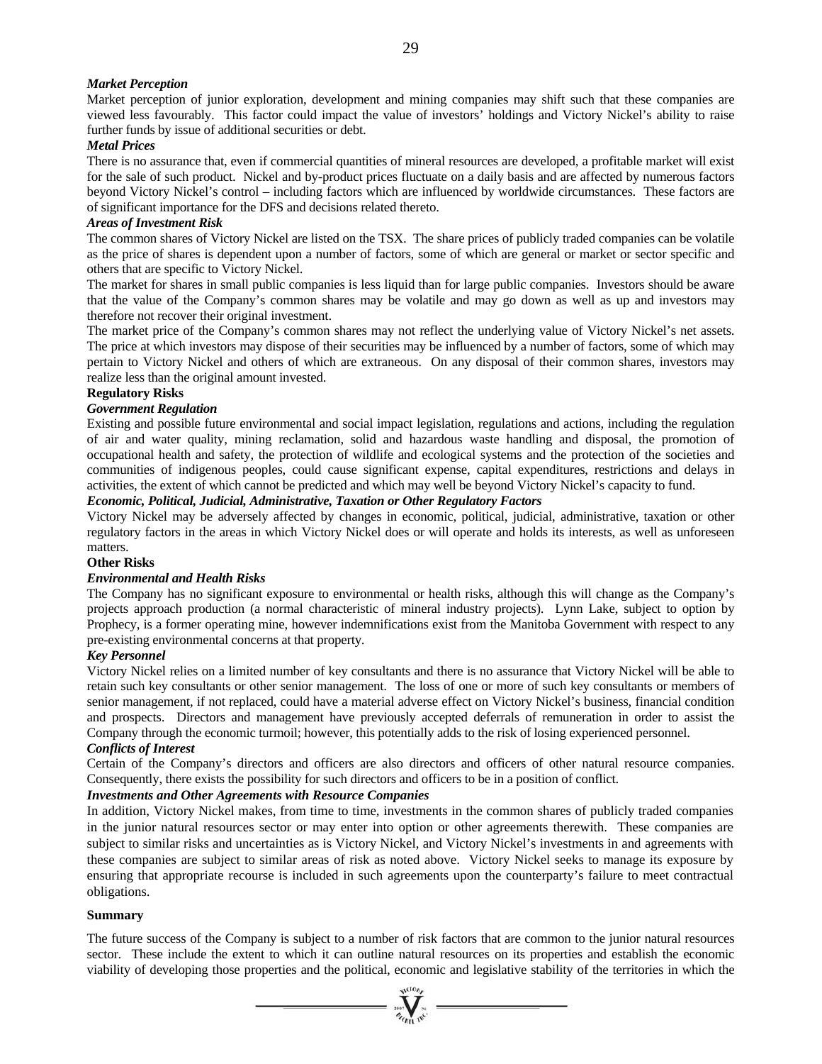***Market Perception***

Market perception of junior exploration, development and mining companies may shift such that these companies are viewed less favourably. This factor could impact the value of investors' holdings and Victory Nickel's ability to raise further funds by issue of additional securities or debt.

***Metal Prices***

There is no assurance that, even if commercial quantities of mineral resources are developed, a profitable market will exist for the sale of such product. Nickel and by-product prices fluctuate on a daily basis and are affected by numerous factors beyond Victory Nickel's control – including factors which are influenced by worldwide circumstances. These factors are of significant importance for the DFS and decisions related thereto.

***Areas of Investment Risk***

The common shares of Victory Nickel are listed on the TSX. The share prices of publicly traded companies can be volatile as the price of shares is dependent upon a number of factors, some of which are general or market or sector specific and others that are specific to Victory Nickel.

The market for shares in small public companies is less liquid than for large public companies. Investors should be aware that the value of the Company's common shares may be volatile and may go down as well as up and investors may therefore not recover their original investment.

The market price of the Company's common shares may not reflect the underlying value of Victory Nickel's net assets. The price at which investors may dispose of their securities may be influenced by a number of factors, some of which may pertain to Victory Nickel and others of which are extraneous. On any disposal of their common shares, investors may realize less than the original amount invested.

**Regulatory Risks**

***Government Regulation***

Existing and possible future environmental and social impact legislation, regulations and actions, including the regulation of air and water quality, mining reclamation, solid and hazardous waste handling and disposal, the promotion of occupational health and safety, the protection of wildlife and ecological systems and the protection of the societies and communities of indigenous peoples, could cause significant expense, capital expenditures, restrictions and delays in activities, the extent of which cannot be predicted and which may well be beyond Victory Nickel's capacity to fund.

***Economic, Political, Judicial, Administrative, Taxation or Other Regulatory Factors***

Victory Nickel may be adversely affected by changes in economic, political, judicial, administrative, taxation or other regulatory factors in the areas in which Victory Nickel does or will operate and holds its interests, as well as unforeseen matters.

**Other Risks**

***Environmental and Health Risks***

The Company has no significant exposure to environmental or health risks, although this will change as the Company's projects approach production (a normal characteristic of mineral industry projects). Lynn Lake, subject to option by Prophecy, is a former operating mine, however indemnifications exist from the Manitoba Government with respect to any pre-existing environmental concerns at that property.

***Key Personnel***

Victory Nickel relies on a limited number of key consultants and there is no assurance that Victory Nickel will be able to retain such key consultants or other senior management. The loss of one or more of such key consultants or members of senior management, if not replaced, could have a material adverse effect on Victory Nickel's business, financial condition and prospects. Directors and management have previously accepted deferrals of remuneration in order to assist the Company through the economic turmoil; however, this potentially adds to the risk of losing experienced personnel.

***Conflicts of Interest***

Certain of the Company's directors and officers are also directors and officers of other natural resource companies. Consequently, there exists the possibility for such directors and officers to be in a position of conflict.

***Investments and Other Agreements with Resource Companies***

In addition, Victory Nickel makes, from time to time, investments in the common shares of publicly traded companies in the junior natural resources sector or may enter into option or other agreements therewith. These companies are subject to similar risks and uncertainties as is Victory Nickel, and Victory Nickel's investments in and agreements with these companies are subject to similar areas of risk as noted above. Victory Nickel seeks to manage its exposure by ensuring that appropriate recourse is included in such agreements upon the counterparty's failure to meet contractual obligations.

**Summary**

The future success of the Company is subject to a number of risk factors that are common to the junior natural resources sector. These include the extent to which it can outline natural resources on its properties and establish the economic viability of developing those properties and the political, economic and legislative stability of the territories in which the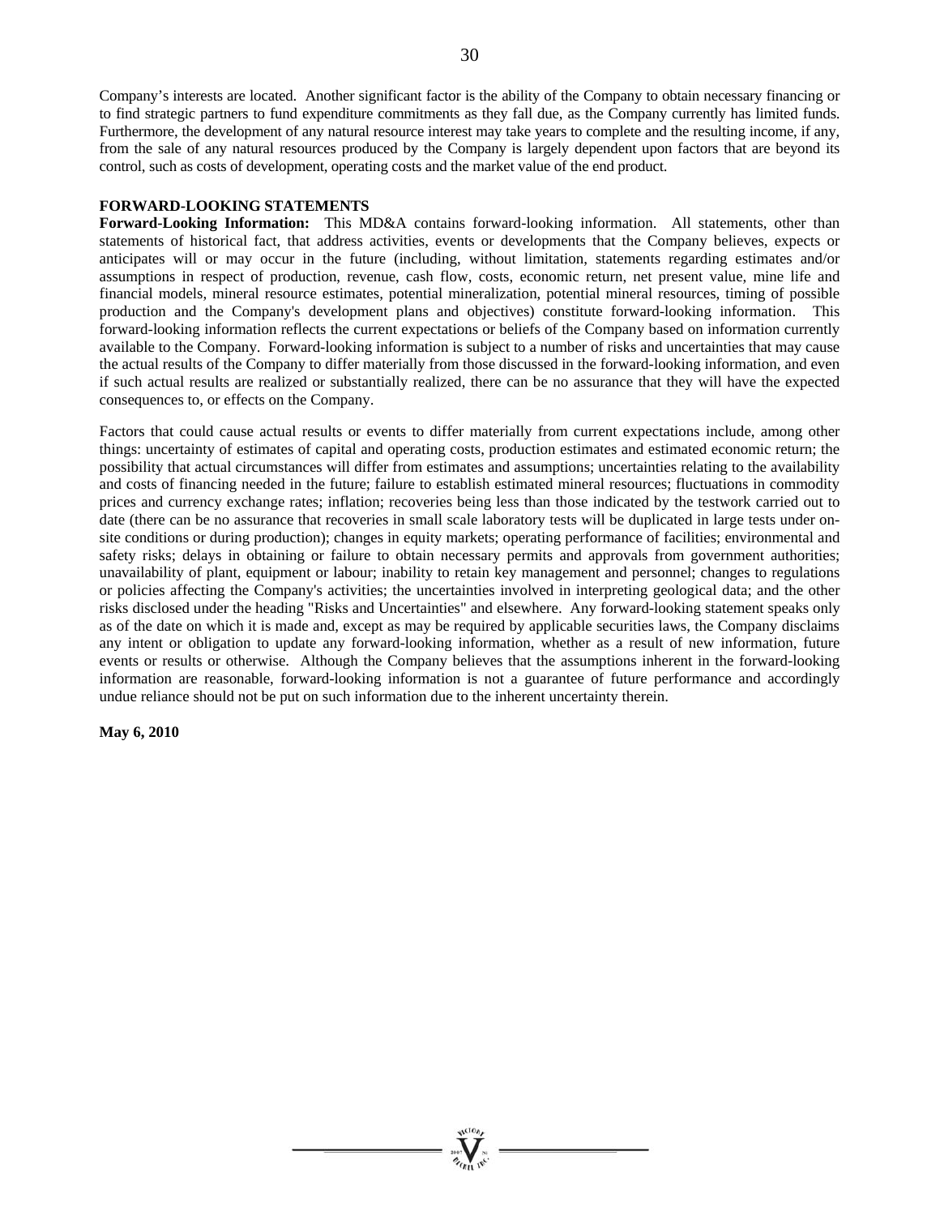Company's interests are located. Another significant factor is the ability of the Company to obtain necessary financing or to find strategic partners to fund expenditure commitments as they fall due, as the Company currently has limited funds. Furthermore, the development of any natural resource interest may take years to complete and the resulting income, if any, from the sale of any natural resources produced by the Company is largely dependent upon factors that are beyond its control, such as costs of development, operating costs and the market value of the end product.

**FORWARD-LOOKING STATEMENTS**

**Forward-Looking Information:** This MD&A contains forward-looking information. All statements, other than statements of historical fact, that address activities, events or developments that the Company believes, expects or anticipates will or may occur in the future (including, without limitation, statements regarding estimates and/or assumptions in respect of production, revenue, cash flow, costs, economic return, net present value, mine life and financial models, mineral resource estimates, potential mineralization, potential mineral resources, timing of possible production and the Company's development plans and objectives) constitute forward-looking information. This forward-looking information reflects the current expectations or beliefs of the Company based on information currently available to the Company. Forward-looking information is subject to a number of risks and uncertainties that may cause the actual results of the Company to differ materially from those discussed in the forward-looking information, and even if such actual results are realized or substantially realized, there can be no assurance that they will have the expected consequences to, or effects on the Company.

Factors that could cause actual results or events to differ materially from current expectations include, among other things: uncertainty of estimates of capital and operating costs, production estimates and estimated economic return; the possibility that actual circumstances will differ from estimates and assumptions; uncertainties relating to the availability and costs of financing needed in the future; failure to establish estimated mineral resources; fluctuations in commodity prices and currency exchange rates; inflation; recoveries being less than those indicated by the testwork carried out to date (there can be no assurance that recoveries in small scale laboratory tests will be duplicated in large tests under on-site conditions or during production); changes in equity markets; operating performance of facilities; environmental and safety risks; delays in obtaining or failure to obtain necessary permits and approvals from government authorities; unavailability of plant, equipment or labour; inability to retain key management and personnel; changes to regulations or policies affecting the Company's activities; the uncertainties involved in interpreting geological data; and the other risks disclosed under the heading "Risks and Uncertainties" and elsewhere. Any forward-looking statement speaks only as of the date on which it is made and, except as may be required by applicable securities laws, the Company disclaims any intent or obligation to update any forward-looking information, whether as a result of new information, future events or results or otherwise. Although the Company believes that the assumptions inherent in the forward-looking information are reasonable, forward-looking information is not a guarantee of future performance and accordingly undue reliance should not be put on such information due to the inherent uncertainty therein.

**May 6, 2010**